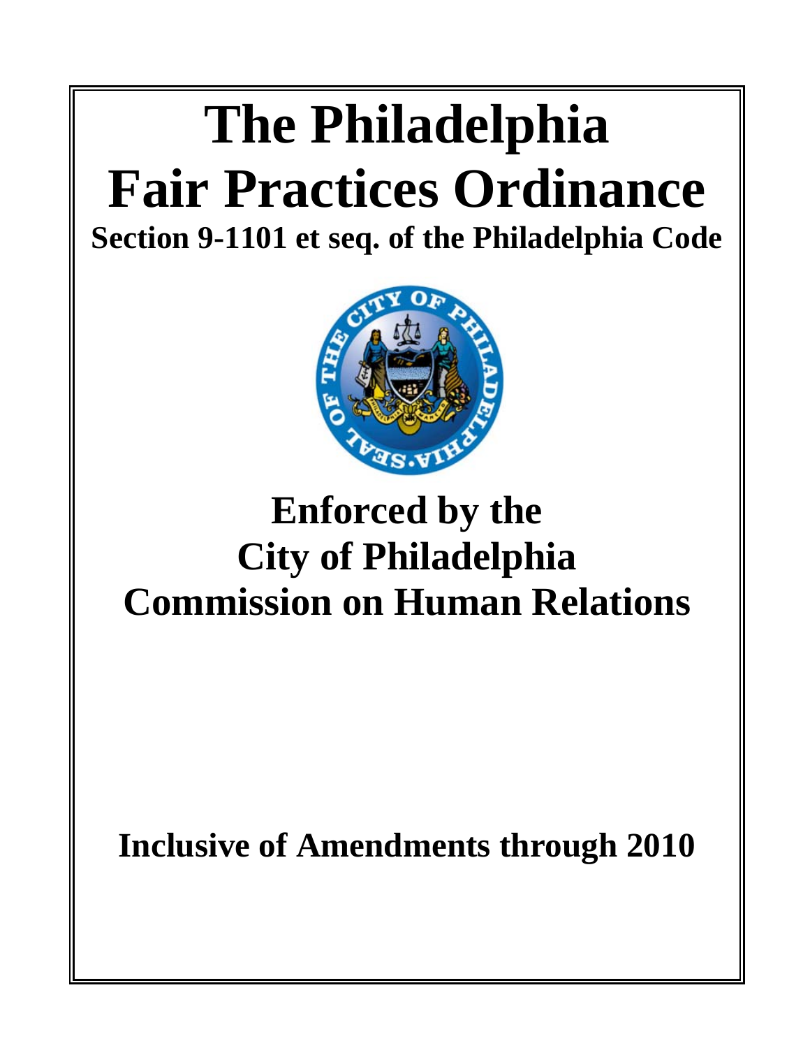# The Philadelphia Fair Practices Ordinance

**Section 9-1101 et seq. of the Philadelphia Code**

## Enforced by the City of Philadelphia Commission on Human Relations

**Inclusive of Amendments through 2010**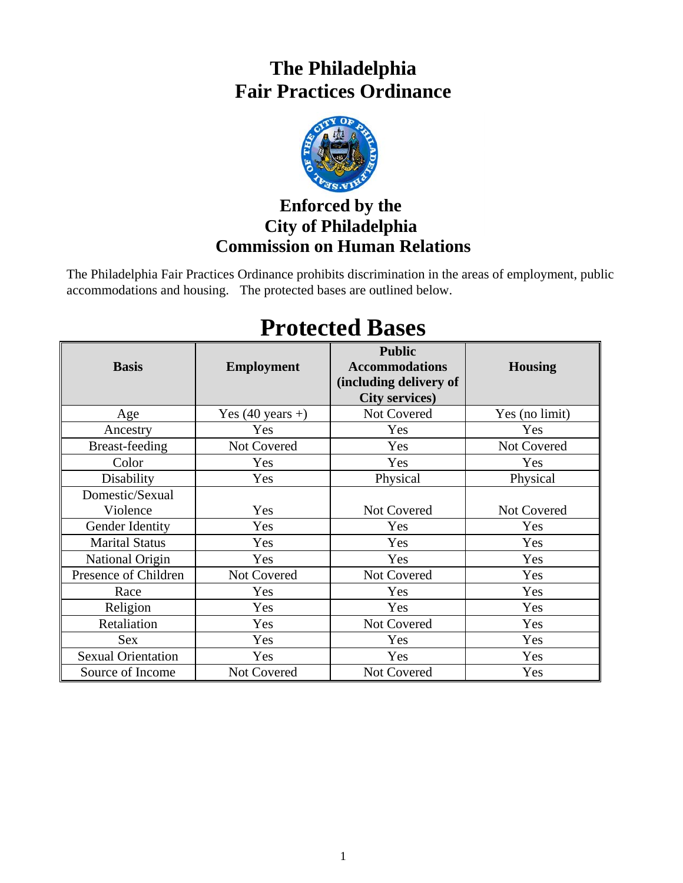# The Philadelphia Fair Practices Ordinance

## Enforced by the City of Philadelphia Commission on Human Relations

The Philadelphia Fair Practices Ordinance prohibits discrimination in the areas of employment, public accommodations and housing. The protected bases are outlined below.

# Protected Bases

| Basis | Employment | Public Accommodations (including delivery of City services) | Housing |
|---|---|---|---|
| Age | Yes (40 years +) | Not Covered | Yes (no limit) |
| Ancestry | Yes | Yes | Yes |
| Breast-feeding | Not Covered | Yes | Not Covered |
| Color | Yes | Yes | Yes |
| Disability | Yes | Physical | Physical |
| Domestic/Sexual Violence | Yes | Not Covered | Not Covered |
| Gender Identity | Yes | Yes | Yes |
| Marital Status | Yes | Yes | Yes |
| National Origin | Yes | Yes | Yes |
| Presence of Children | Not Covered | Not Covered | Yes |
| Race | Yes | Yes | Yes |
| Religion | Yes | Yes | Yes |
| Retaliation | Yes | Not Covered | Yes |
| Sex | Yes | Yes | Yes |
| Sexual Orientation | Yes | Yes | Yes |
| Source of Income | Not Covered | Not Covered | Yes |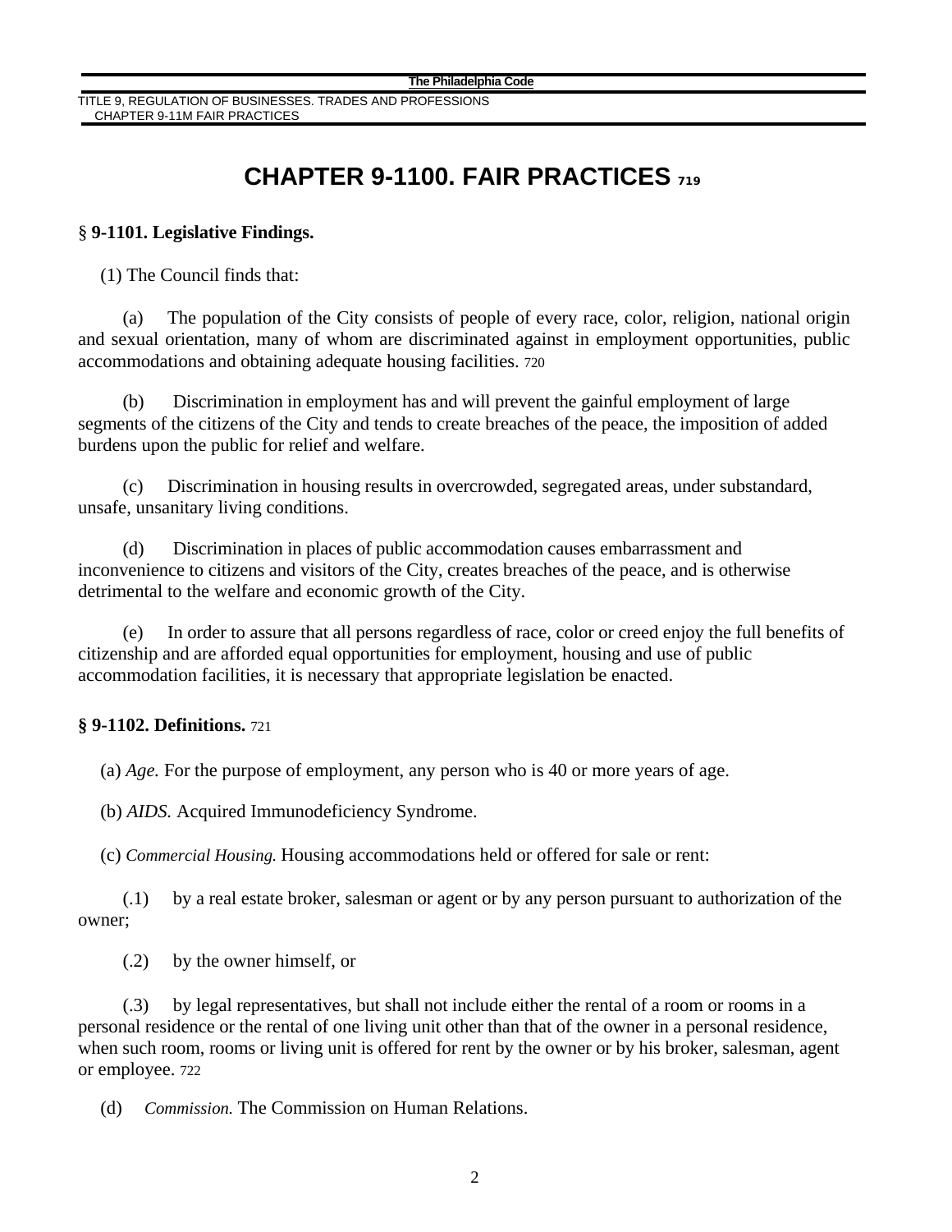# CHAPTER 9-1100. FAIR PRACTICES [719]

**§ 9-1101. Legislative Findings.**

(1) The Council finds that:

(a) The population of the City consists of people of every race, color, religion, national origin and sexual orientation, many of whom are discriminated against in employment opportunities, public accommodations and obtaining adequate housing facilities. [720]

(b) Discrimination in employment has and will prevent the gainful employment of large segments of the citizens of the City and tends to create breaches of the peace, the imposition of added burdens upon the public for relief and welfare.

(c) Discrimination in housing results in overcrowded, segregated areas, under substandard, unsafe, unsanitary living conditions.

(d) Discrimination in places of public accommodation causes embarrassment and inconvenience to citizens and visitors of the City, creates breaches of the peace, and is otherwise detrimental to the welfare and economic growth of the City.

(e) In order to assure that all persons regardless of race, color or creed enjoy the full benefits of citizenship and are afforded equal opportunities for employment, housing and use of public accommodation facilities, it is necessary that appropriate legislation be enacted.

**§ 9-1102. Definitions.** [721]

(a) *Age.* For the purpose of employment, any person who is 40 or more years of age.

(b) *AIDS.* Acquired Immunodeficiency Syndrome.

(c) *Commercial Housing.* Housing accommodations held or offered for sale or rent:

(.1) by a real estate broker, salesman or agent or by any person pursuant to authorization of the owner;

(.2) by the owner himself, or

(.3) by legal representatives, but shall not include either the rental of a room or rooms in a personal residence or the rental of one living unit other than that of the owner in a personal residence, when such room, rooms or living unit is offered for rent by the owner or by his broker, salesman, agent or employee. [722]

(d) *Commission.* The Commission on Human Relations.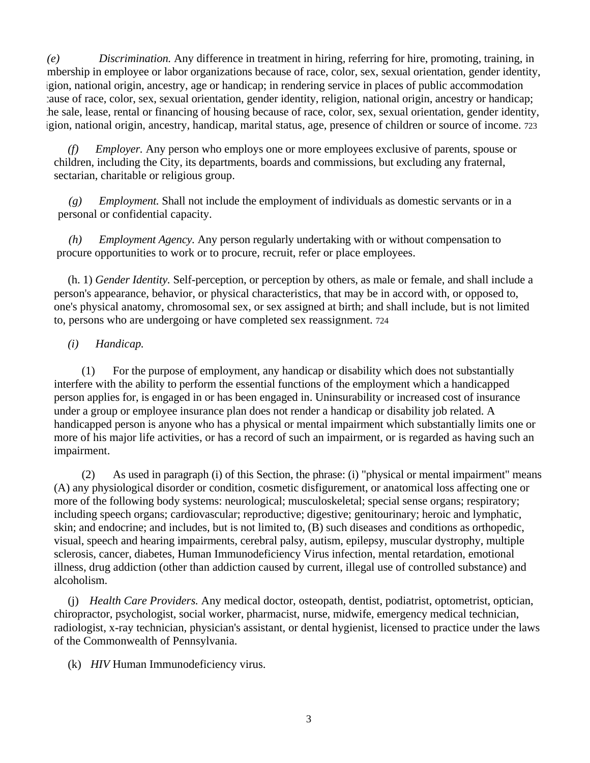*(e)* *Discrimination.* Any difference in treatment in hiring, referring for hire, promoting, training, in membership in employee or labor organizations because of race, color, sex, sexual orientation, gender identity, religion, national origin, ancestry, age or handicap; in rendering service in places of public accommodation because of race, color, sex, sexual orientation, gender identity, religion, national origin, ancestry or handicap; in the sale, lease, rental or financing of housing because of race, color, sex, sexual orientation, gender identity, religion, national origin, ancestry, handicap, marital status, age, presence of children or source of income. 723

*(f)* *Employer.* Any person who employs one or more employees exclusive of parents, spouse or children, including the City, its departments, boards and commissions, but excluding any fraternal, sectarian, charitable or religious group.

*(g)* *Employment.* Shall not include the employment of individuals as domestic servants or in a personal or confidential capacity.

*(h)* *Employment Agency.* Any person regularly undertaking with or without compensation to procure opportunities to work or to procure, recruit, refer or place employees.

(h. 1) *Gender Identity.* Self-perception, or perception by others, as male or female, and shall include a person's appearance, behavior, or physical characteristics, that may be in accord with, or opposed to, one's physical anatomy, chromosomal sex, or sex assigned at birth; and shall include, but is not limited to, persons who are undergoing or have completed sex reassignment. 724

*(i)* *Handicap.*

(1) For the purpose of employment, any handicap or disability which does not substantially interfere with the ability to perform the essential functions of the employment which a handicapped person applies for, is engaged in or has been engaged in. Uninsurability or increased cost of insurance under a group or employee insurance plan does not render a handicap or disability job related. A handicapped person is anyone who has a physical or mental impairment which substantially limits one or more of his major life activities, or has a record of such an impairment, or is regarded as having such an impairment.

(2) As used in paragraph (i) of this Section, the phrase: (i) "physical or mental impairment" means (A) any physiological disorder or condition, cosmetic disfigurement, or anatomical loss affecting one or more of the following body systems: neurological; musculoskeletal; special sense organs; respiratory; including speech organs; cardiovascular; reproductive; digestive; genitourinary; heroic and lymphatic, skin; and endocrine; and includes, but is not limited to, (B) such diseases and conditions as orthopedic, visual, speech and hearing impairments, cerebral palsy, autism, epilepsy, muscular dystrophy, multiple sclerosis, cancer, diabetes, Human Immunodeficiency Virus infection, mental retardation, emotional illness, drug addiction (other than addiction caused by current, illegal use of controlled substance) and alcoholism.

(j) *Health Care Providers.* Any medical doctor, osteopath, dentist, podiatrist, optometrist, optician, chiropractor, psychologist, social worker, pharmacist, nurse, midwife, emergency medical technician, radiologist, x-ray technician, physician's assistant, or dental hygienist, licensed to practice under the laws of the Commonwealth of Pennsylvania.

(k) *HIV* Human Immunodeficiency virus.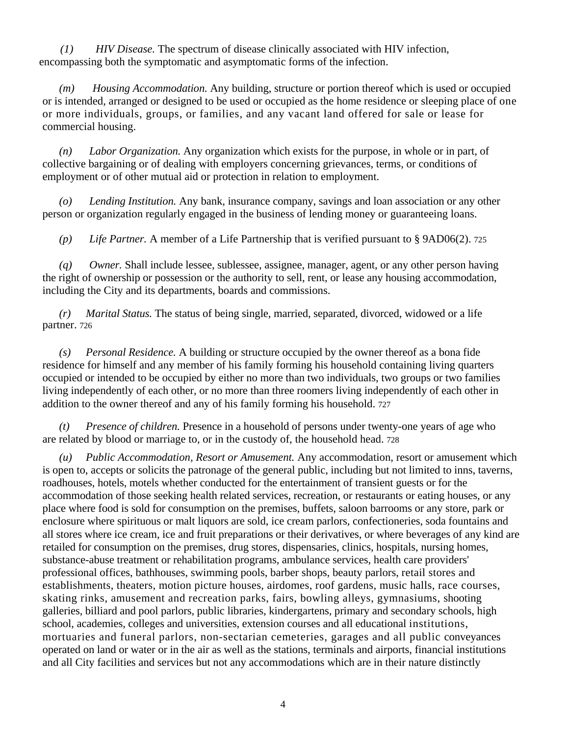(l) *HIV Disease.* The spectrum of disease clinically associated with HIV infection, encompassing both the symptomatic and asymptomatic forms of the infection.

(m) *Housing Accommodation.* Any building, structure or portion thereof which is used or occupied or is intended, arranged or designed to be used or occupied as the home residence or sleeping place of one or more individuals, groups, or families, and any vacant land offered for sale or lease for commercial housing.

(n) *Labor Organization.* Any organization which exists for the purpose, in whole or in part, of collective bargaining or of dealing with employers concerning grievances, terms, or conditions of employment or of other mutual aid or protection in relation to employment.

(o) *Lending Institution.* Any bank, insurance company, savings and loan association or any other person or organization regularly engaged in the business of lending money or guaranteeing loans.

(p) *Life Partner.* A member of a Life Partnership that is verified pursuant to § 9AD06(2). 725

(q) *Owner.* Shall include lessee, sublessee, assignee, manager, agent, or any other person having the right of ownership or possession or the authority to sell, rent, or lease any housing accommodation, including the City and its departments, boards and commissions.

(r) *Marital Status.* The status of being single, married, separated, divorced, widowed or a life partner. 726

(s) *Personal Residence.* A building or structure occupied by the owner thereof as a bona fide residence for himself and any member of his family forming his household containing living quarters occupied or intended to be occupied by either no more than two individuals, two groups or two families living independently of each other, or no more than three roomers living independently of each other in addition to the owner thereof and any of his family forming his household. 727

(t) *Presence of children.* Presence in a household of persons under twenty-one years of age who are related by blood or marriage to, or in the custody of, the household head. 728

(u) *Public Accommodation, Resort or Amusement.* Any accommodation, resort or amusement which is open to, accepts or solicits the patronage of the general public, including but not limited to inns, taverns, roadhouses, hotels, motels whether conducted for the entertainment of transient guests or for the accommodation of those seeking health related services, recreation, or restaurants or eating houses, or any place where food is sold for consumption on the premises, buffets, saloon barrooms or any store, park or enclosure where spirituous or malt liquors are sold, ice cream parlors, confectioneries, soda fountains and all stores where ice cream, ice and fruit preparations or their derivatives, or where beverages of any kind are retailed for consumption on the premises, drug stores, dispensaries, clinics, hospitals, nursing homes, substance-abuse treatment or rehabilitation programs, ambulance services, health care providers' professional offices, bathhouses, swimming pools, barber shops, beauty parlors, retail stores and establishments, theaters, motion picture houses, airdomes, roof gardens, music halls, race courses, skating rinks, amusement and recreation parks, fairs, bowling alleys, gymnasiums, shooting galleries, billiard and pool parlors, public libraries, kindergartens, primary and secondary schools, high school, academies, colleges and universities, extension courses and all educational institutions, mortuaries and funeral parlors, non-sectarian cemeteries, garages and all public conveyances operated on land or water or in the air as well as the stations, terminals and airports, financial institutions and all City facilities and services but not any accommodations which are in their nature distinctly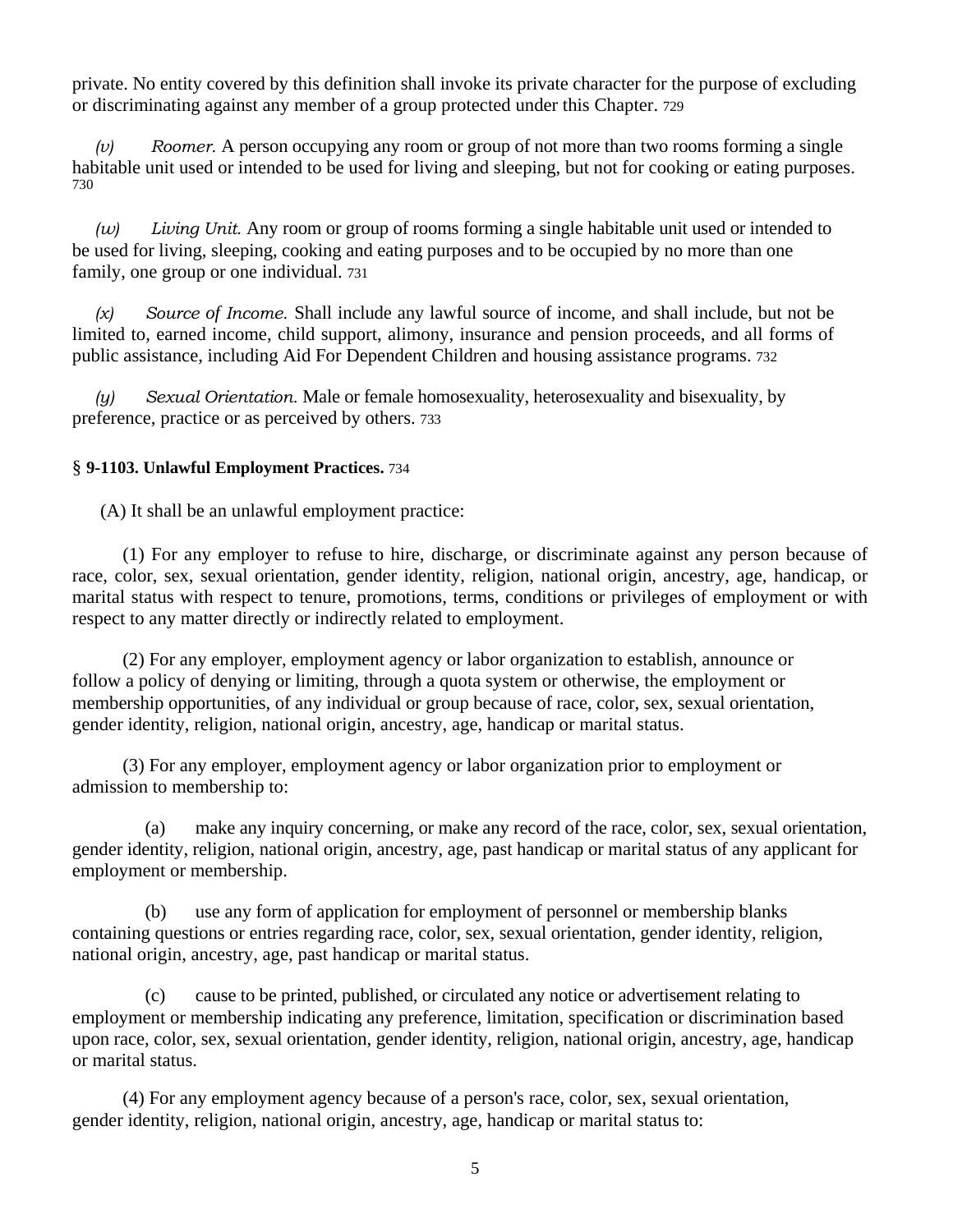private. No entity covered by this definition shall invoke its private character for the purpose of excluding or discriminating against any member of a group protected under this Chapter. 729

*(v)* *Roomer.* A person occupying any room or group of not more than two rooms forming a single habitable unit used or intended to be used for living and sleeping, but not for cooking or eating purposes. 730

*(w)* *Living Unit.* Any room or group of rooms forming a single habitable unit used or intended to be used for living, sleeping, cooking and eating purposes and to be occupied by no more than one family, one group or one individual. 731

*(x)* *Source of Income.* Shall include any lawful source of income, and shall include, but not be limited to, earned income, child support, alimony, insurance and pension proceeds, and all forms of public assistance, including Aid For Dependent Children and housing assistance programs. 732

*(y)* *Sexual Orientation.* Male or female homosexuality, heterosexuality and bisexuality, by preference, practice or as perceived by others. 733

**§ 9-1103. Unlawful Employment Practices.** 734

(A) It shall be an unlawful employment practice:

(1) For any employer to refuse to hire, discharge, or discriminate against any person because of race, color, sex, sexual orientation, gender identity, religion, national origin, ancestry, age, handicap, or marital status with respect to tenure, promotions, terms, conditions or privileges of employment or with respect to any matter directly or indirectly related to employment.

(2) For any employer, employment agency or labor organization to establish, announce or follow a policy of denying or limiting, through a quota system or otherwise, the employment or membership opportunities, of any individual or group because of race, color, sex, sexual orientation, gender identity, religion, national origin, ancestry, age, handicap or marital status.

(3) For any employer, employment agency or labor organization prior to employment or admission to membership to:

(a) make any inquiry concerning, or make any record of the race, color, sex, sexual orientation, gender identity, religion, national origin, ancestry, age, past handicap or marital status of any applicant for employment or membership.

(b) use any form of application for employment of personnel or membership blanks containing questions or entries regarding race, color, sex, sexual orientation, gender identity, religion, national origin, ancestry, age, past handicap or marital status.

(c) cause to be printed, published, or circulated any notice or advertisement relating to employment or membership indicating any preference, limitation, specification or discrimination based upon race, color, sex, sexual orientation, gender identity, religion, national origin, ancestry, age, handicap or marital status.

(4) For any employment agency because of a person's race, color, sex, sexual orientation, gender identity, religion, national origin, ancestry, age, handicap or marital status to: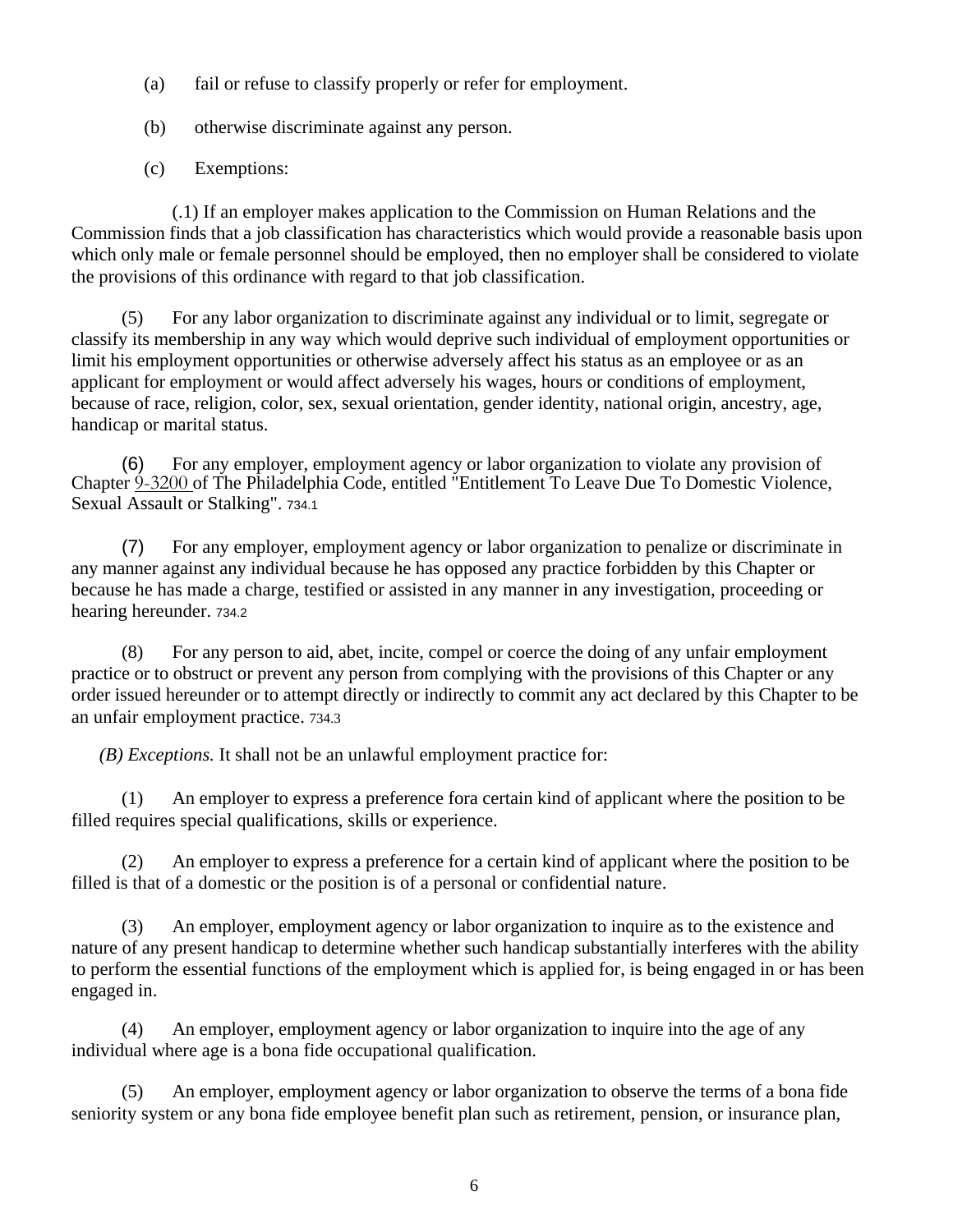(a) fail or refuse to classify properly or refer for employment.

(b) otherwise discriminate against any person.

(c) Exemptions:

(.1) If an employer makes application to the Commission on Human Relations and the Commission finds that a job classification has characteristics which would provide a reasonable basis upon which only male or female personnel should be employed, then no employer shall be considered to violate the provisions of this ordinance with regard to that job classification.

(5) For any labor organization to discriminate against any individual or to limit, segregate or classify its membership in any way which would deprive such individual of employment opportunities or limit his employment opportunities or otherwise adversely affect his status as an employee or as an applicant for employment or would affect adversely his wages, hours or conditions of employment, because of race, religion, color, sex, sexual orientation, gender identity, national origin, ancestry, age, handicap or marital status.

(6) For any employer, employment agency or labor organization to violate any provision of Chapter 9-3200 of The Philadelphia Code, entitled "Entitlement To Leave Due To Domestic Violence, Sexual Assault or Stalking". 734.1

(7) For any employer, employment agency or labor organization to penalize or discriminate in any manner against any individual because he has opposed any practice forbidden by this Chapter or because he has made a charge, testified or assisted in any manner in any investigation, proceeding or hearing hereunder. 734.2

(8) For any person to aid, abet, incite, compel or coerce the doing of any unfair employment practice or to obstruct or prevent any person from complying with the provisions of this Chapter or any order issued hereunder or to attempt directly or indirectly to commit any act declared by this Chapter to be an unfair employment practice. 734.3

*(B) Exceptions.* It shall not be an unlawful employment practice for:

(1) An employer to express a preference fora certain kind of applicant where the position to be filled requires special qualifications, skills or experience.

(2) An employer to express a preference for a certain kind of applicant where the position to be filled is that of a domestic or the position is of a personal or confidential nature.

(3) An employer, employment agency or labor organization to inquire as to the existence and nature of any present handicap to determine whether such handicap substantially interferes with the ability to perform the essential functions of the employment which is applied for, is being engaged in or has been engaged in.

(4) An employer, employment agency or labor organization to inquire into the age of any individual where age is a bona fide occupational qualification.

(5) An employer, employment agency or labor organization to observe the terms of a bona fide seniority system or any bona fide employee benefit plan such as retirement, pension, or insurance plan,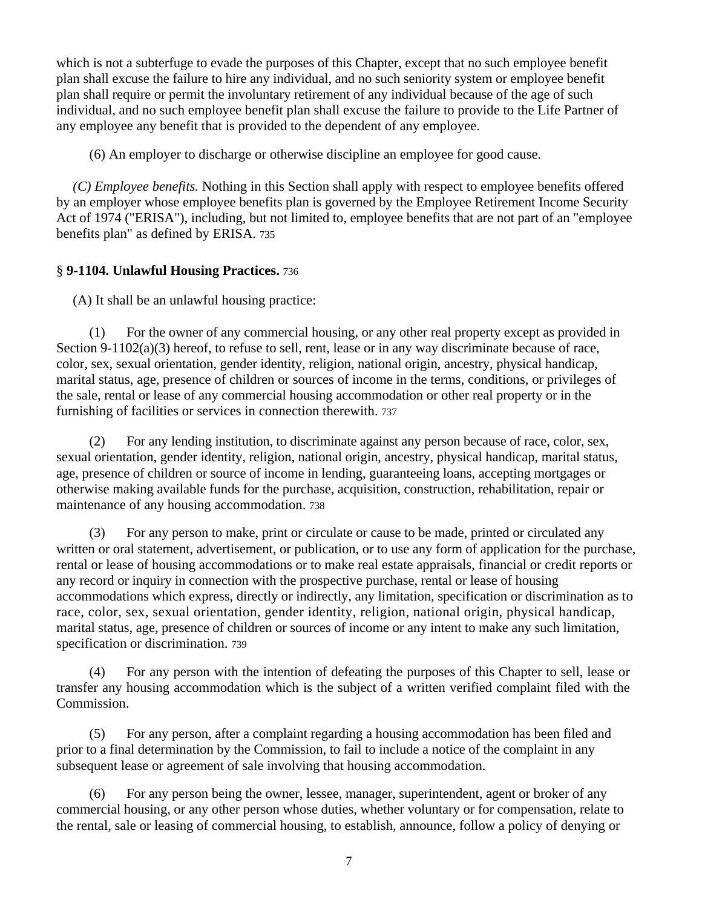which is not a subterfuge to evade the purposes of this Chapter, except that no such employee benefit plan shall excuse the failure to hire any individual, and no such seniority system or employee benefit plan shall require or permit the involuntary retirement of any individual because of the age of such individual, and no such employee benefit plan shall excuse the failure to provide to the Life Partner of any employee any benefit that is provided to the dependent of any employee.

(6) An employer to discharge or otherwise discipline an employee for good cause.

*(C) Employee benefits.* Nothing in this Section shall apply with respect to employee benefits offered by an employer whose employee benefits plan is governed by the Employee Retirement Income Security Act of 1974 ("ERISA"), including, but not limited to, employee benefits that are not part of an "employee benefits plan" as defined by ERISA. 735

### § 9-1104. Unlawful Housing Practices. 736

(A) It shall be an unlawful housing practice:

(1) For the owner of any commercial housing, or any other real property except as provided in Section 9-1102(a)(3) hereof, to refuse to sell, rent, lease or in any way discriminate because of race, color, sex, sexual orientation, gender identity, religion, national origin, ancestry, physical handicap, marital status, age, presence of children or sources of income in the terms, conditions, or privileges of the sale, rental or lease of any commercial housing accommodation or other real property or in the furnishing of facilities or services in connection therewith. 737

(2) For any lending institution, to discriminate against any person because of race, color, sex, sexual orientation, gender identity, religion, national origin, ancestry, physical handicap, marital status, age, presence of children or source of income in lending, guaranteeing loans, accepting mortgages or otherwise making available funds for the purchase, acquisition, construction, rehabilitation, repair or maintenance of any housing accommodation. 738

(3) For any person to make, print or circulate or cause to be made, printed or circulated any written or oral statement, advertisement, or publication, or to use any form of application for the purchase, rental or lease of housing accommodations or to make real estate appraisals, financial or credit reports or any record or inquiry in connection with the prospective purchase, rental or lease of housing accommodations which express, directly or indirectly, any limitation, specification or discrimination as to race, color, sex, sexual orientation, gender identity, religion, national origin, physical handicap, marital status, age, presence of children or sources of income or any intent to make any such limitation, specification or discrimination. 739

(4) For any person with the intention of defeating the purposes of this Chapter to sell, lease or transfer any housing accommodation which is the subject of a written verified complaint filed with the Commission.

(5) For any person, after a complaint regarding a housing accommodation has been filed and prior to a final determination by the Commission, to fail to include a notice of the complaint in any subsequent lease or agreement of sale involving that housing accommodation.

(6) For any person being the owner, lessee, manager, superintendent, agent or broker of any commercial housing, or any other person whose duties, whether voluntary or for compensation, relate to the rental, sale or leasing of commercial housing, to establish, announce, follow a policy of denying or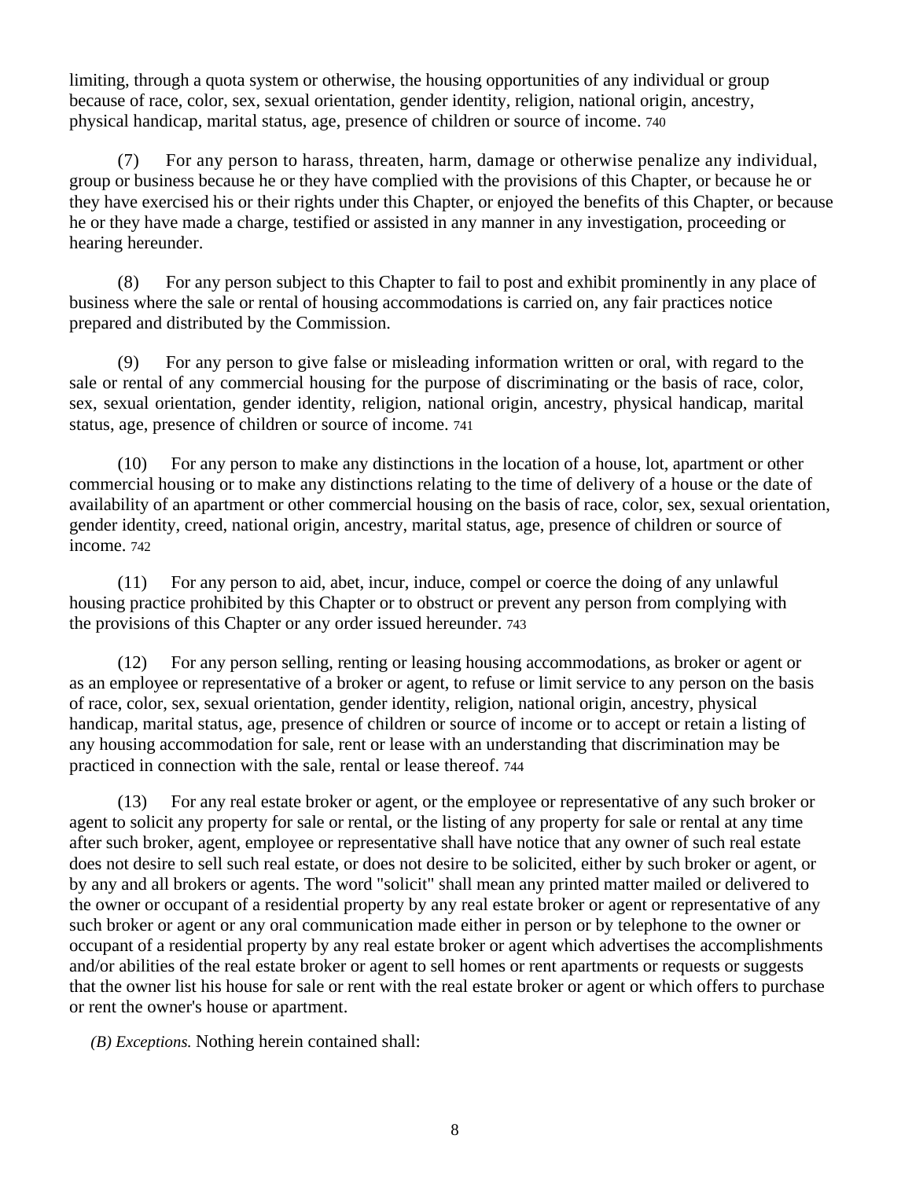limiting, through a quota system or otherwise, the housing opportunities of any individual or group because of race, color, sex, sexual orientation, gender identity, religion, national origin, ancestry, physical handicap, marital status, age, presence of children or source of income. 740

(7) For any person to harass, threaten, harm, damage or otherwise penalize any individual, group or business because he or they have complied with the provisions of this Chapter, or because he or they have exercised his or their rights under this Chapter, or enjoyed the benefits of this Chapter, or because he or they have made a charge, testified or assisted in any manner in any investigation, proceeding or hearing hereunder.

(8) For any person subject to this Chapter to fail to post and exhibit prominently in any place of business where the sale or rental of housing accommodations is carried on, any fair practices notice prepared and distributed by the Commission.

(9) For any person to give false or misleading information written or oral, with regard to the sale or rental of any commercial housing for the purpose of discriminating or the basis of race, color, sex, sexual orientation, gender identity, religion, national origin, ancestry, physical handicap, marital status, age, presence of children or source of income. 741

(10) For any person to make any distinctions in the location of a house, lot, apartment or other commercial housing or to make any distinctions relating to the time of delivery of a house or the date of availability of an apartment or other commercial housing on the basis of race, color, sex, sexual orientation, gender identity, creed, national origin, ancestry, marital status, age, presence of children or source of income. 742

(11) For any person to aid, abet, incur, induce, compel or coerce the doing of any unlawful housing practice prohibited by this Chapter or to obstruct or prevent any person from complying with the provisions of this Chapter or any order issued hereunder. 743

(12) For any person selling, renting or leasing housing accommodations, as broker or agent or as an employee or representative of a broker or agent, to refuse or limit service to any person on the basis of race, color, sex, sexual orientation, gender identity, religion, national origin, ancestry, physical handicap, marital status, age, presence of children or source of income or to accept or retain a listing of any housing accommodation for sale, rent or lease with an understanding that discrimination may be practiced in connection with the sale, rental or lease thereof. 744

(13) For any real estate broker or agent, or the employee or representative of any such broker or agent to solicit any property for sale or rental, or the listing of any property for sale or rental at any time after such broker, agent, employee or representative shall have notice that any owner of such real estate does not desire to sell such real estate, or does not desire to be solicited, either by such broker or agent, or by any and all brokers or agents. The word "solicit" shall mean any printed matter mailed or delivered to the owner or occupant of a residential property by any real estate broker or agent or representative of any such broker or agent or any oral communication made either in person or by telephone to the owner or occupant of a residential property by any real estate broker or agent which advertises the accomplishments and/or abilities of the real estate broker or agent to sell homes or rent apartments or requests or suggests that the owner list his house for sale or rent with the real estate broker or agent or which offers to purchase or rent the owner's house or apartment.

*(B) Exceptions.* Nothing herein contained shall: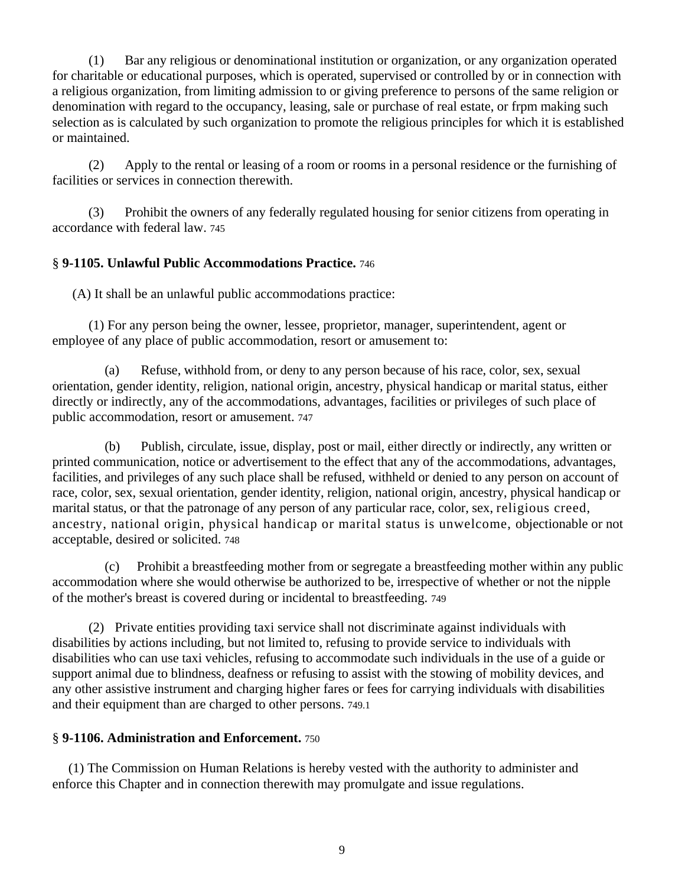(1) Bar any religious or denominational institution or organization, or any organization operated for charitable or educational purposes, which is operated, supervised or controlled by or in connection with a religious organization, from limiting admission to or giving preference to persons of the same religion or denomination with regard to the occupancy, leasing, sale or purchase of real estate, or frpm making such selection as is calculated by such organization to promote the religious principles for which it is established or maintained.

(2) Apply to the rental or leasing of a room or rooms in a personal residence or the furnishing of facilities or services in connection therewith.

(3) Prohibit the owners of any federally regulated housing for senior citizens from operating in accordance with federal law. 745

### § 9-1105. Unlawful Public Accommodations Practice. 746

(A) It shall be an unlawful public accommodations practice:

(1) For any person being the owner, lessee, proprietor, manager, superintendent, agent or employee of any place of public accommodation, resort or amusement to:

(a) Refuse, withhold from, or deny to any person because of his race, color, sex, sexual orientation, gender identity, religion, national origin, ancestry, physical handicap or marital status, either directly or indirectly, any of the accommodations, advantages, facilities or privileges of such place of public accommodation, resort or amusement. 747

(b) Publish, circulate, issue, display, post or mail, either directly or indirectly, any written or printed communication, notice or advertisement to the effect that any of the accommodations, advantages, facilities, and privileges of any such place shall be refused, withheld or denied to any person on account of race, color, sex, sexual orientation, gender identity, religion, national origin, ancestry, physical handicap or marital status, or that the patronage of any person of any particular race, color, sex, religious creed, ancestry, national origin, physical handicap or marital status is unwelcome, objectionable or not acceptable, desired or solicited. 748

(c) Prohibit a breastfeeding mother from or segregate a breastfeeding mother within any public accommodation where she would otherwise be authorized to be, irrespective of whether or not the nipple of the mother's breast is covered during or incidental to breastfeeding. 749

(2) Private entities providing taxi service shall not discriminate against individuals with disabilities by actions including, but not limited to, refusing to provide service to individuals with disabilities who can use taxi vehicles, refusing to accommodate such individuals in the use of a guide or support animal due to blindness, deafness or refusing to assist with the stowing of mobility devices, and any other assistive instrument and charging higher fares or fees for carrying individuals with disabilities and their equipment than are charged to other persons. 749.1

### § 9-1106. Administration and Enforcement. 750

(1) The Commission on Human Relations is hereby vested with the authority to administer and enforce this Chapter and in connection therewith may promulgate and issue regulations.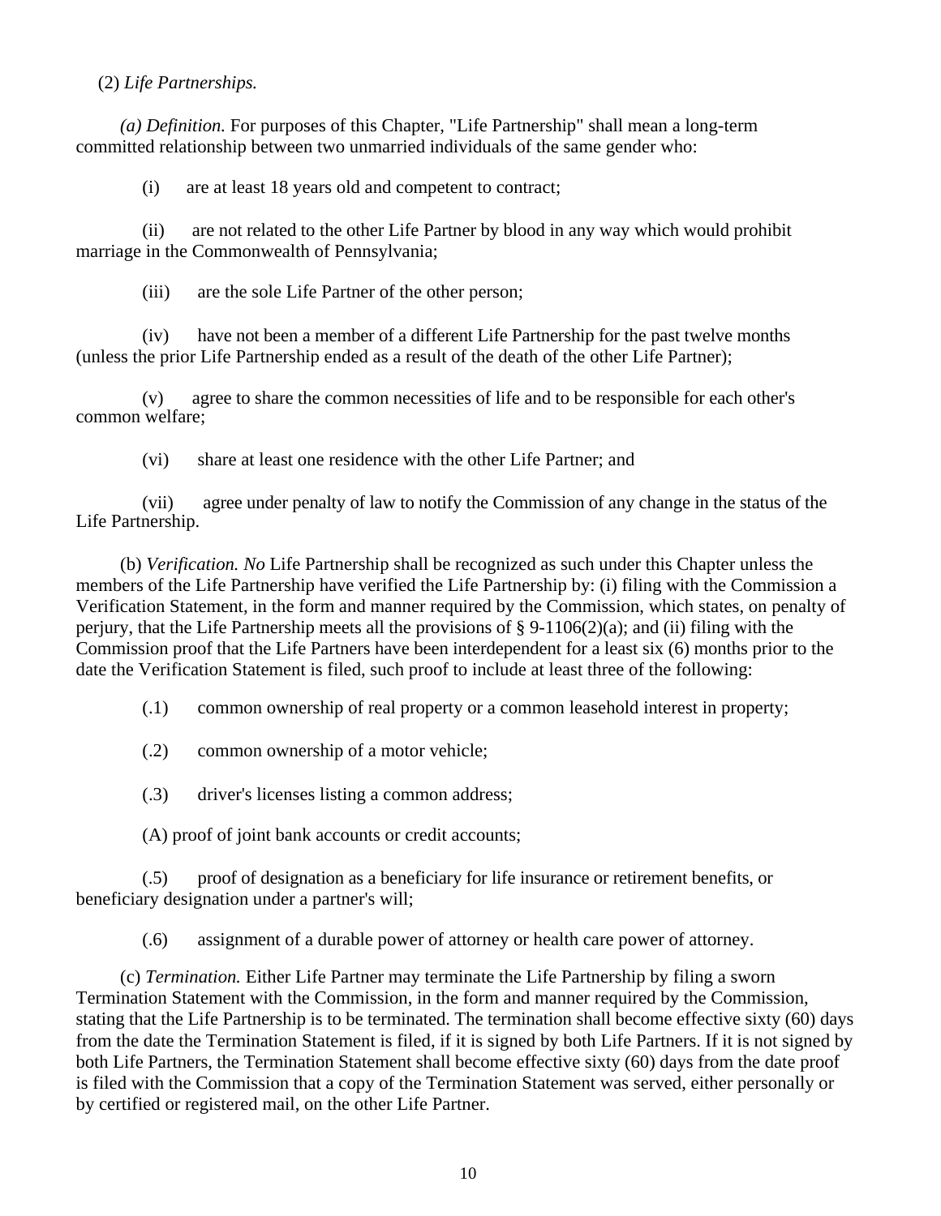(2) *Life Partnerships.*

*(a) Definition.* For purposes of this Chapter, "Life Partnership" shall mean a long-term committed relationship between two unmarried individuals of the same gender who:

(i) are at least 18 years old and competent to contract;

(ii) are not related to the other Life Partner by blood in any way which would prohibit marriage in the Commonwealth of Pennsylvania;

(iii) are the sole Life Partner of the other person;

(iv) have not been a member of a different Life Partnership for the past twelve months (unless the prior Life Partnership ended as a result of the death of the other Life Partner);

(v) agree to share the common necessities of life and to be responsible for each other's common welfare;

(vi) share at least one residence with the other Life Partner; and

(vii) agree under penalty of law to notify the Commission of any change in the status of the Life Partnership.

(b) *Verification. No* Life Partnership shall be recognized as such under this Chapter unless the members of the Life Partnership have verified the Life Partnership by: (i) filing with the Commission a Verification Statement, in the form and manner required by the Commission, which states, on penalty of perjury, that the Life Partnership meets all the provisions of § 9-1106(2)(a); and (ii) filing with the Commission proof that the Life Partners have been interdependent for a least six (6) months prior to the date the Verification Statement is filed, such proof to include at least three of the following:

(.1) common ownership of real property or a common leasehold interest in property;

(.2) common ownership of a motor vehicle;

(.3) driver's licenses listing a common address;

(A) proof of joint bank accounts or credit accounts;

(.5) proof of designation as a beneficiary for life insurance or retirement benefits, or beneficiary designation under a partner's will;

(.6) assignment of a durable power of attorney or health care power of attorney.

(c) *Termination.* Either Life Partner may terminate the Life Partnership by filing a sworn Termination Statement with the Commission, in the form and manner required by the Commission, stating that the Life Partnership is to be terminated. The termination shall become effective sixty (60) days from the date the Termination Statement is filed, if it is signed by both Life Partners. If it is not signed by both Life Partners, the Termination Statement shall become effective sixty (60) days from the date proof is filed with the Commission that a copy of the Termination Statement was served, either personally or by certified or registered mail, on the other Life Partner.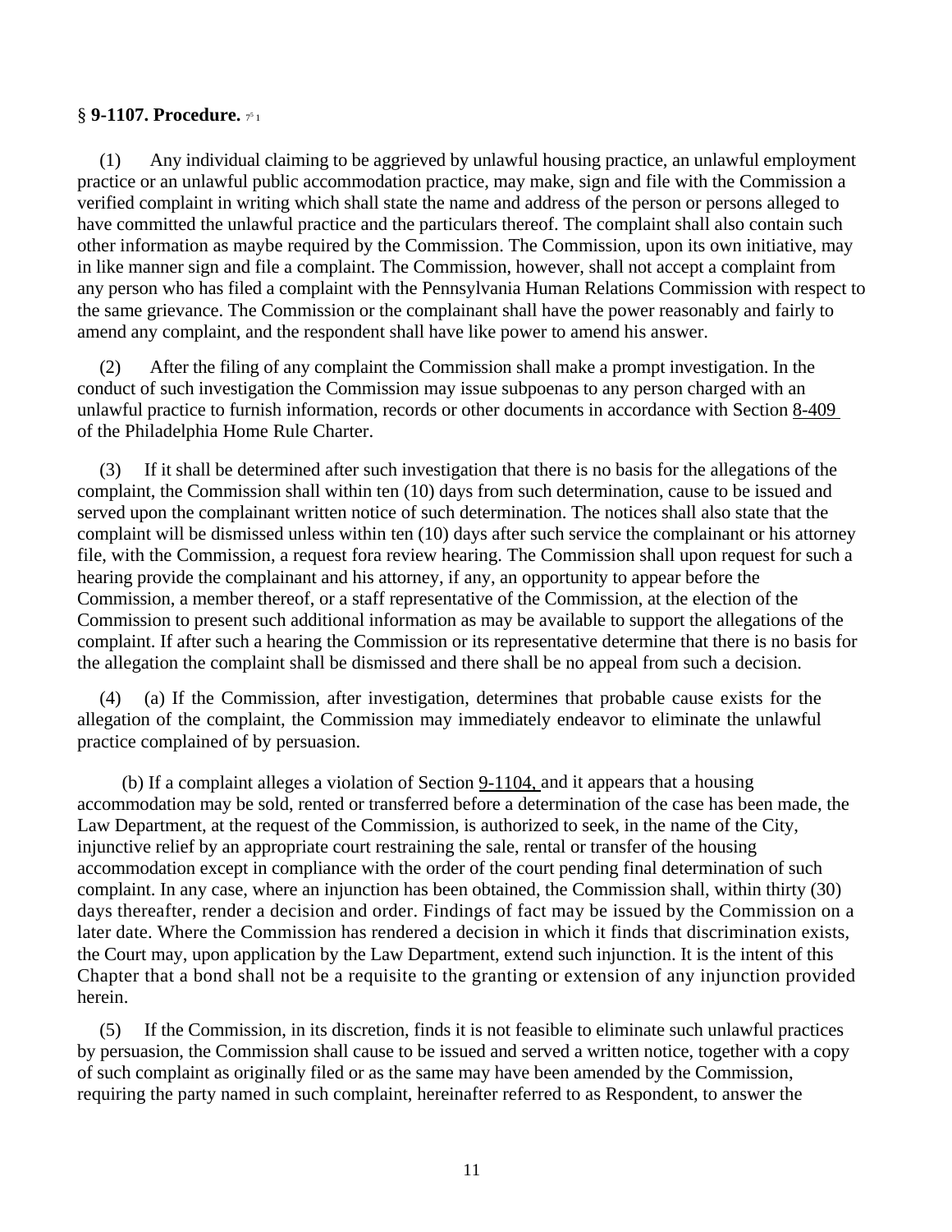## § 9-1107. Procedure.

(1) Any individual claiming to be aggrieved by unlawful housing practice, an unlawful employment practice or an unlawful public accommodation practice, may make, sign and file with the Commission a verified complaint in writing which shall state the name and address of the person or persons alleged to have committed the unlawful practice and the particulars thereof. The complaint shall also contain such other information as maybe required by the Commission. The Commission, upon its own initiative, may in like manner sign and file a complaint. The Commission, however, shall not accept a complaint from any person who has filed a complaint with the Pennsylvania Human Relations Commission with respect to the same grievance. The Commission or the complainant shall have the power reasonably and fairly to amend any complaint, and the respondent shall have like power to amend his answer.

(2) After the filing of any complaint the Commission shall make a prompt investigation. In the conduct of such investigation the Commission may issue subpoenas to any person charged with an unlawful practice to furnish information, records or other documents in accordance with Section 8-409 of the Philadelphia Home Rule Charter.

(3) If it shall be determined after such investigation that there is no basis for the allegations of the complaint, the Commission shall within ten (10) days from such determination, cause to be issued and served upon the complainant written notice of such determination. The notices shall also state that the complaint will be dismissed unless within ten (10) days after such service the complainant or his attorney file, with the Commission, a request fora review hearing. The Commission shall upon request for such a hearing provide the complainant and his attorney, if any, an opportunity to appear before the Commission, a member thereof, or a staff representative of the Commission, at the election of the Commission to present such additional information as may be available to support the allegations of the complaint. If after such a hearing the Commission or its representative determine that there is no basis for the allegation the complaint shall be dismissed and there shall be no appeal from such a decision.

(4) (a) If the Commission, after investigation, determines that probable cause exists for the allegation of the complaint, the Commission may immediately endeavor to eliminate the unlawful practice complained of by persuasion.

(b) If a complaint alleges a violation of Section 9-1104, and it appears that a housing accommodation may be sold, rented or transferred before a determination of the case has been made, the Law Department, at the request of the Commission, is authorized to seek, in the name of the City, injunctive relief by an appropriate court restraining the sale, rental or transfer of the housing accommodation except in compliance with the order of the court pending final determination of such complaint. In any case, where an injunction has been obtained, the Commission shall, within thirty (30) days thereafter, render a decision and order. Findings of fact may be issued by the Commission on a later date. Where the Commission has rendered a decision in which it finds that discrimination exists, the Court may, upon application by the Law Department, extend such injunction. It is the intent of this Chapter that a bond shall not be a requisite to the granting or extension of any injunction provided herein.

(5) If the Commission, in its discretion, finds it is not feasible to eliminate such unlawful practices by persuasion, the Commission shall cause to be issued and served a written notice, together with a copy of such complaint as originally filed or as the same may have been amended by the Commission, requiring the party named in such complaint, hereinafter referred to as Respondent, to answer the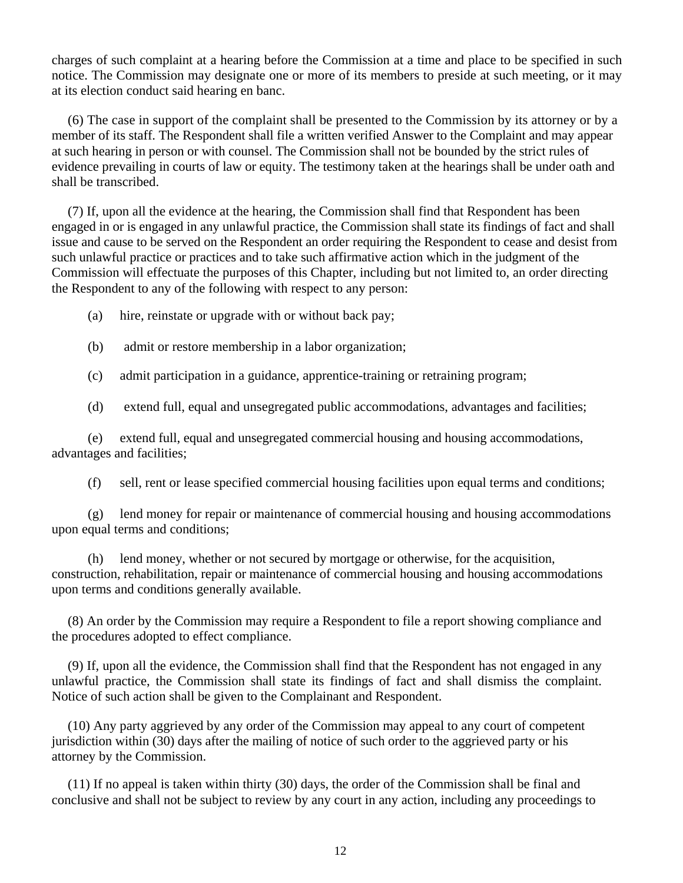charges of such complaint at a hearing before the Commission at a time and place to be specified in such notice. The Commission may designate one or more of its members to preside at such meeting, or it may at its election conduct said hearing en banc.

(6) The case in support of the complaint shall be presented to the Commission by its attorney or by a member of its staff. The Respondent shall file a written verified Answer to the Complaint and may appear at such hearing in person or with counsel. The Commission shall not be bounded by the strict rules of evidence prevailing in courts of law or equity. The testimony taken at the hearings shall be under oath and shall be transcribed.

(7) If, upon all the evidence at the hearing, the Commission shall find that Respondent has been engaged in or is engaged in any unlawful practice, the Commission shall state its findings of fact and shall issue and cause to be served on the Respondent an order requiring the Respondent to cease and desist from such unlawful practice or practices and to take such affirmative action which in the judgment of the Commission will effectuate the purposes of this Chapter, including but not limited to, an order directing the Respondent to any of the following with respect to any person:

(a) hire, reinstate or upgrade with or without back pay;

(b) admit or restore membership in a labor organization;

(c) admit participation in a guidance, apprentice-training or retraining program;

(d) extend full, equal and unsegregated public accommodations, advantages and facilities;

(e) extend full, equal and unsegregated commercial housing and housing accommodations, advantages and facilities;

(f) sell, rent or lease specified commercial housing facilities upon equal terms and conditions;

(g) lend money for repair or maintenance of commercial housing and housing accommodations upon equal terms and conditions;

(h) lend money, whether or not secured by mortgage or otherwise, for the acquisition, construction, rehabilitation, repair or maintenance of commercial housing and housing accommodations upon terms and conditions generally available.

(8) An order by the Commission may require a Respondent to file a report showing compliance and the procedures adopted to effect compliance.

(9) If, upon all the evidence, the Commission shall find that the Respondent has not engaged in any unlawful practice, the Commission shall state its findings of fact and shall dismiss the complaint. Notice of such action shall be given to the Complainant and Respondent.

(10) Any party aggrieved by any order of the Commission may appeal to any court of competent jurisdiction within (30) days after the mailing of notice of such order to the aggrieved party or his attorney by the Commission.

(11) If no appeal is taken within thirty (30) days, the order of the Commission shall be final and conclusive and shall not be subject to review by any court in any action, including any proceedings to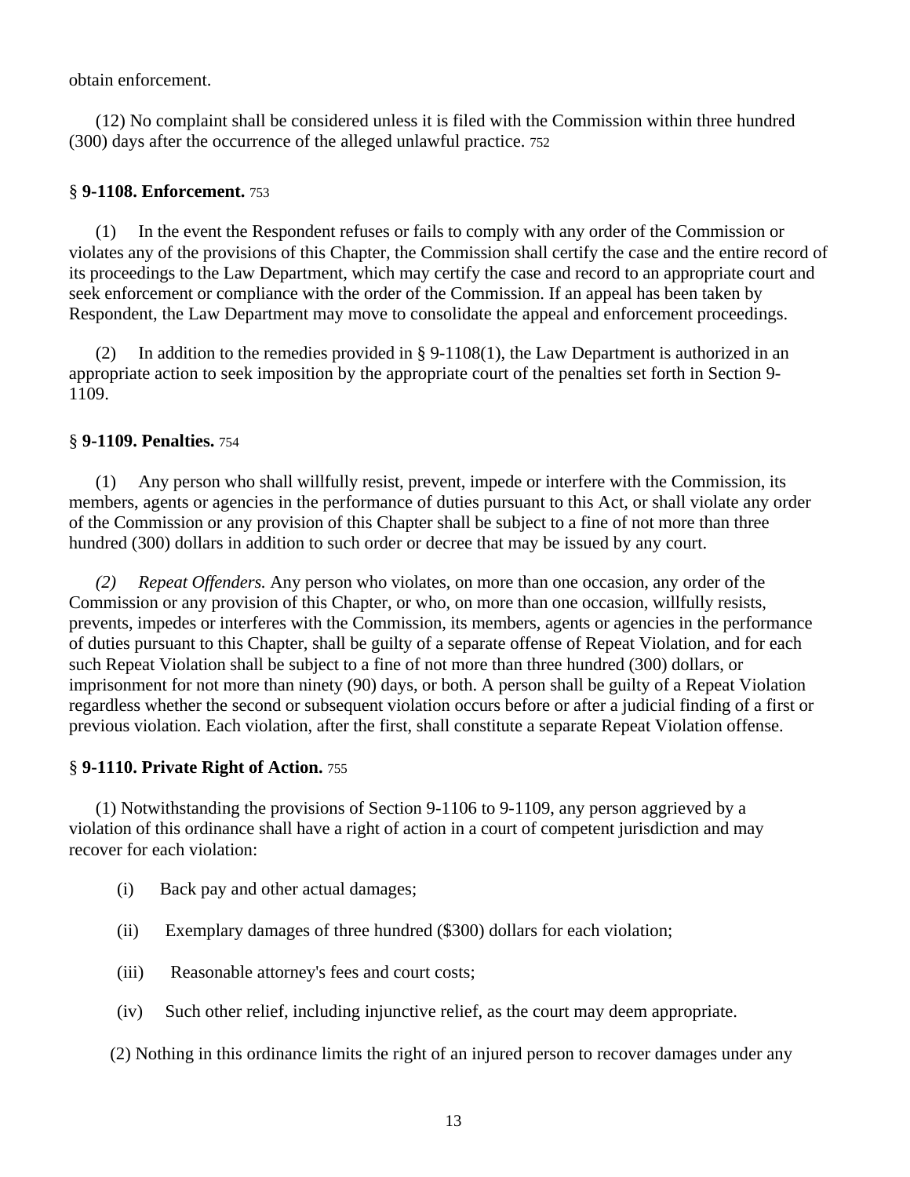obtain enforcement.

(12) No complaint shall be considered unless it is filed with the Commission within three hundred (300) days after the occurrence of the alleged unlawful practice. 752

### § **9-1108. Enforcement.** 753

(1) In the event the Respondent refuses or fails to comply with any order of the Commission or violates any of the provisions of this Chapter, the Commission shall certify the case and the entire record of its proceedings to the Law Department, which may certify the case and record to an appropriate court and seek enforcement or compliance with the order of the Commission. If an appeal has been taken by Respondent, the Law Department may move to consolidate the appeal and enforcement proceedings.

(2) In addition to the remedies provided in § 9-1108(1), the Law Department is authorized in an appropriate action to seek imposition by the appropriate court of the penalties set forth in Section 9-1109.

### § **9-1109. Penalties.** 754

(1) Any person who shall willfully resist, prevent, impede or interfere with the Commission, its members, agents or agencies in the performance of duties pursuant to this Act, or shall violate any order of the Commission or any provision of this Chapter shall be subject to a fine of not more than three hundred (300) dollars in addition to such order or decree that may be issued by any court.

*(2) Repeat Offenders.* Any person who violates, on more than one occasion, any order of the Commission or any provision of this Chapter, or who, on more than one occasion, willfully resists, prevents, impedes or interferes with the Commission, its members, agents or agencies in the performance of duties pursuant to this Chapter, shall be guilty of a separate offense of Repeat Violation, and for each such Repeat Violation shall be subject to a fine of not more than three hundred (300) dollars, or imprisonment for not more than ninety (90) days, or both. A person shall be guilty of a Repeat Violation regardless whether the second or subsequent violation occurs before or after a judicial finding of a first or previous violation. Each violation, after the first, shall constitute a separate Repeat Violation offense.

### § **9-1110. Private Right of Action.** 755

(1) Notwithstanding the provisions of Section 9-1106 to 9-1109, any person aggrieved by a violation of this ordinance shall have a right of action in a court of competent jurisdiction and may recover for each violation:

(i) Back pay and other actual damages;

(ii) Exemplary damages of three hundred ($300) dollars for each violation;

(iii) Reasonable attorney's fees and court costs;

(iv) Such other relief, including injunctive relief, as the court may deem appropriate.

(2) Nothing in this ordinance limits the right of an injured person to recover damages under any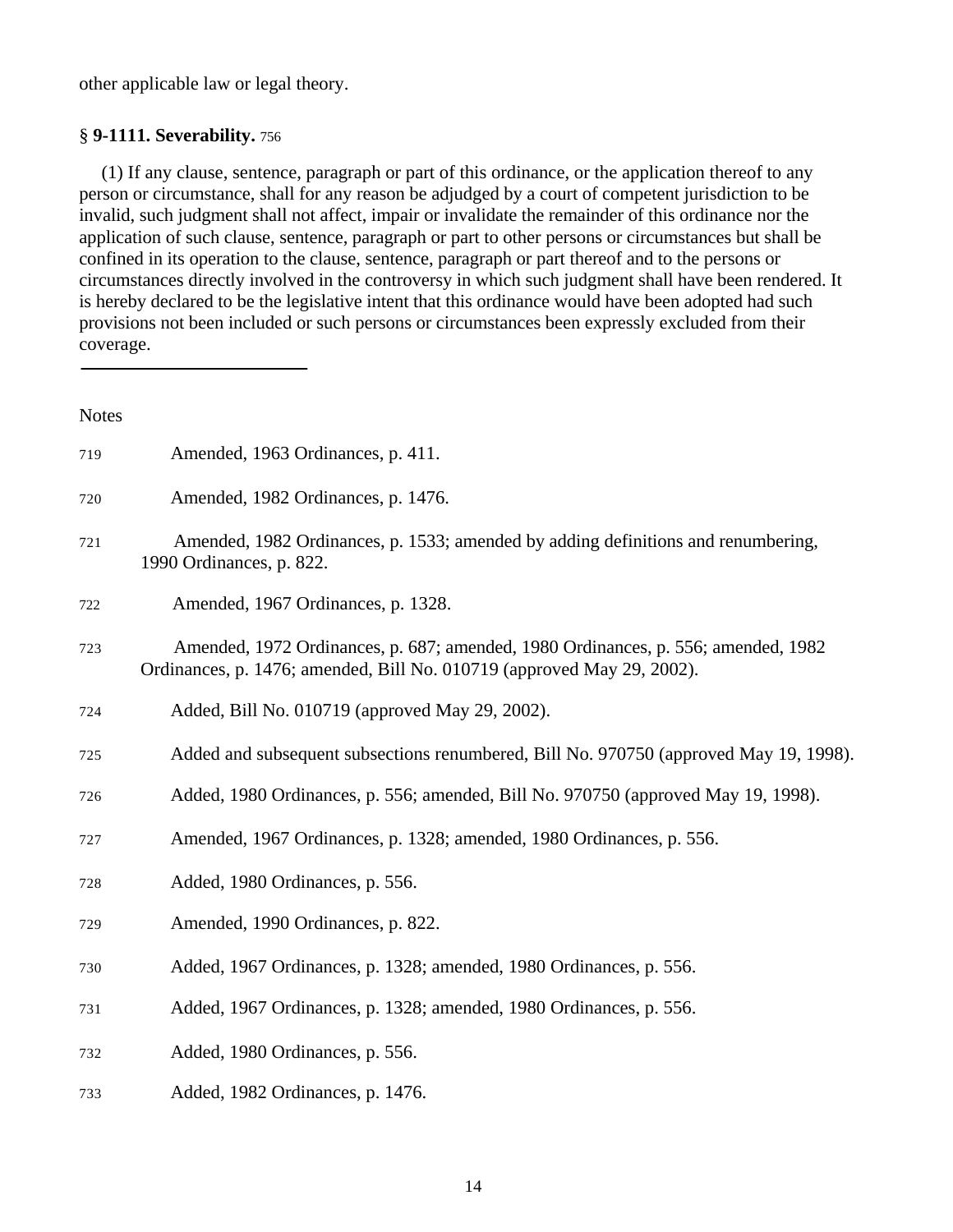other applicable law or legal theory.

§ **9-1111. Severability.** [756]

(1) If any clause, sentence, paragraph or part of this ordinance, or the application thereof to any person or circumstance, shall for any reason be adjudged by a court of competent jurisdiction to be invalid, such judgment shall not affect, impair or invalidate the remainder of this ordinance nor the application of such clause, sentence, paragraph or part to other persons or circumstances but shall be confined in its operation to the clause, sentence, paragraph or part thereof and to the persons or circumstances directly involved in the controversy in which such judgment shall have been rendered. It is hereby declared to be the legislative intent that this ordinance would have been adopted had such provisions not been included or such persons or circumstances been expressly excluded from their coverage.

---

Notes

719 Amended, 1963 Ordinances, p. 411.

720 Amended, 1982 Ordinances, p. 1476.

721 Amended, 1982 Ordinances, p. 1533; amended by adding definitions and renumbering, 1990 Ordinances, p. 822.

722 Amended, 1967 Ordinances, p. 1328.

723 Amended, 1972 Ordinances, p. 687; amended, 1980 Ordinances, p. 556; amended, 1982 Ordinances, p. 1476; amended, Bill No. 010719 (approved May 29, 2002).

724 Added, Bill No. 010719 (approved May 29, 2002).

725 Added and subsequent subsections renumbered, Bill No. 970750 (approved May 19, 1998).

726 Added, 1980 Ordinances, p. 556; amended, Bill No. 970750 (approved May 19, 1998).

727 Amended, 1967 Ordinances, p. 1328; amended, 1980 Ordinances, p. 556.

728 Added, 1980 Ordinances, p. 556.

729 Amended, 1990 Ordinances, p. 822.

730 Added, 1967 Ordinances, p. 1328; amended, 1980 Ordinances, p. 556.

731 Added, 1967 Ordinances, p. 1328; amended, 1980 Ordinances, p. 556.

732 Added, 1980 Ordinances, p. 556.

733 Added, 1982 Ordinances, p. 1476.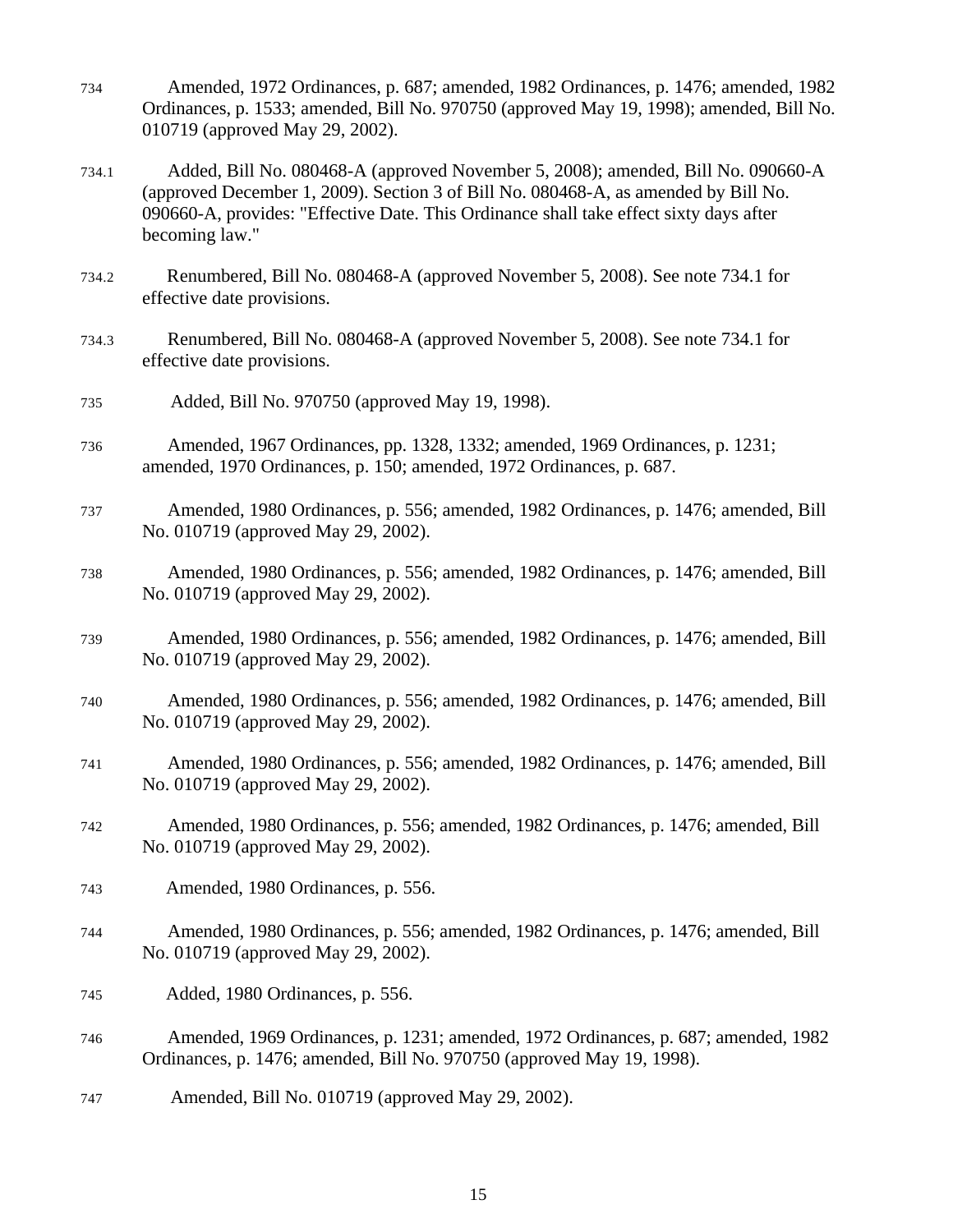734 Amended, 1972 Ordinances, p. 687; amended, 1982 Ordinances, p. 1476; amended, 1982 Ordinances, p. 1533; amended, Bill No. 970750 (approved May 19, 1998); amended, Bill No. 010719 (approved May 29, 2002).

734.1 Added, Bill No. 080468-A (approved November 5, 2008); amended, Bill No. 090660-A (approved December 1, 2009). Section 3 of Bill No. 080468-A, as amended by Bill No. 090660-A, provides: "Effective Date. This Ordinance shall take effect sixty days after becoming law."

734.2 Renumbered, Bill No. 080468-A (approved November 5, 2008). See note 734.1 for effective date provisions.

734.3 Renumbered, Bill No. 080468-A (approved November 5, 2008). See note 734.1 for effective date provisions.

735 Added, Bill No. 970750 (approved May 19, 1998).

736 Amended, 1967 Ordinances, pp. 1328, 1332; amended, 1969 Ordinances, p. 1231; amended, 1970 Ordinances, p. 150; amended, 1972 Ordinances, p. 687.

737 Amended, 1980 Ordinances, p. 556; amended, 1982 Ordinances, p. 1476; amended, Bill No. 010719 (approved May 29, 2002).

738 Amended, 1980 Ordinances, p. 556; amended, 1982 Ordinances, p. 1476; amended, Bill No. 010719 (approved May 29, 2002).

739 Amended, 1980 Ordinances, p. 556; amended, 1982 Ordinances, p. 1476; amended, Bill No. 010719 (approved May 29, 2002).

740 Amended, 1980 Ordinances, p. 556; amended, 1982 Ordinances, p. 1476; amended, Bill No. 010719 (approved May 29, 2002).

741 Amended, 1980 Ordinances, p. 556; amended, 1982 Ordinances, p. 1476; amended, Bill No. 010719 (approved May 29, 2002).

742 Amended, 1980 Ordinances, p. 556; amended, 1982 Ordinances, p. 1476; amended, Bill No. 010719 (approved May 29, 2002).

743 Amended, 1980 Ordinances, p. 556.

744 Amended, 1980 Ordinances, p. 556; amended, 1982 Ordinances, p. 1476; amended, Bill No. 010719 (approved May 29, 2002).

745 Added, 1980 Ordinances, p. 556.

746 Amended, 1969 Ordinances, p. 1231; amended, 1972 Ordinances, p. 687; amended, 1982 Ordinances, p. 1476; amended, Bill No. 970750 (approved May 19, 1998).

747 Amended, Bill No. 010719 (approved May 29, 2002).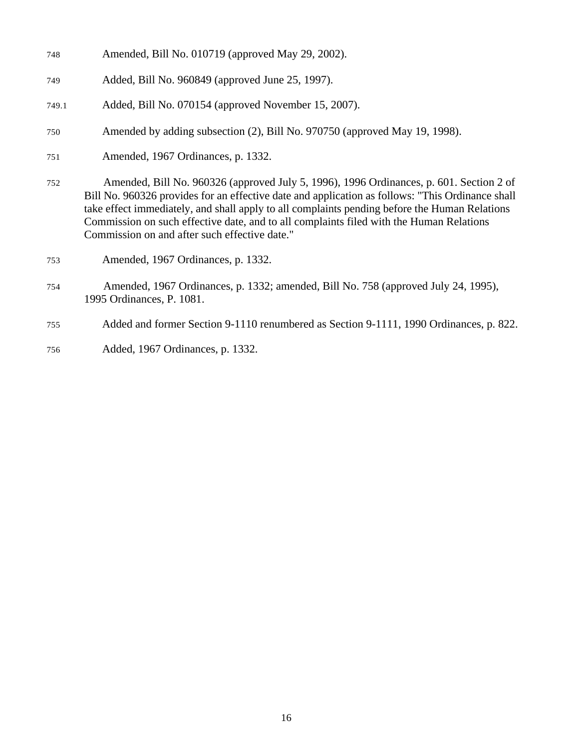748 Amended, Bill No. 010719 (approved May 29, 2002).

749 Added, Bill No. 960849 (approved June 25, 1997).

749.1 Added, Bill No. 070154 (approved November 15, 2007).

750 Amended by adding subsection (2), Bill No. 970750 (approved May 19, 1998).

751 Amended, 1967 Ordinances, p. 1332.

752 Amended, Bill No. 960326 (approved July 5, 1996), 1996 Ordinances, p. 601. Section 2 of Bill No. 960326 provides for an effective date and application as follows: "This Ordinance shall take effect immediately, and shall apply to all complaints pending before the Human Relations Commission on such effective date, and to all complaints filed with the Human Relations Commission on and after such effective date."

753 Amended, 1967 Ordinances, p. 1332.

754 Amended, 1967 Ordinances, p. 1332; amended, Bill No. 758 (approved July 24, 1995), 1995 Ordinances, P. 1081.

755 Added and former Section 9-1110 renumbered as Section 9-1111, 1990 Ordinances, p. 822.

756 Added, 1967 Ordinances, p. 1332.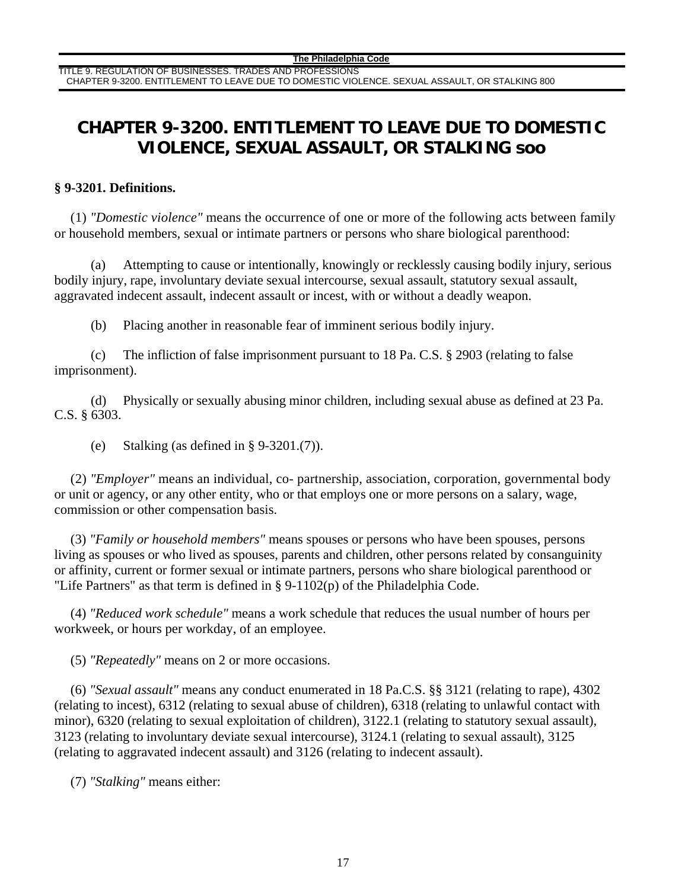# CHAPTER 9-3200. ENTITLEMENT TO LEAVE DUE TO DOMESTIC VIOLENCE, SEXUAL ASSAULT, OR STALKING 800

**§ 9-3201. Definitions.**

(1) *"Domestic violence"* means the occurrence of one or more of the following acts between family or household members, sexual or intimate partners or persons who share biological parenthood:

(a) Attempting to cause or intentionally, knowingly or recklessly causing bodily injury, serious bodily injury, rape, involuntary deviate sexual intercourse, sexual assault, statutory sexual assault, aggravated indecent assault, indecent assault or incest, with or without a deadly weapon.

(b) Placing another in reasonable fear of imminent serious bodily injury.

(c) The infliction of false imprisonment pursuant to 18 Pa. C.S. § 2903 (relating to false imprisonment).

(d) Physically or sexually abusing minor children, including sexual abuse as defined at 23 Pa. C.S. § 6303.

(e) Stalking (as defined in § 9-3201.(7)).

(2) *"Employer"* means an individual, co- partnership, association, corporation, governmental body or unit or agency, or any other entity, who or that employs one or more persons on a salary, wage, commission or other compensation basis.

(3) *"Family or household members"* means spouses or persons who have been spouses, persons living as spouses or who lived as spouses, parents and children, other persons related by consanguinity or affinity, current or former sexual or intimate partners, persons who share biological parenthood or "Life Partners" as that term is defined in § 9-1102(p) of the Philadelphia Code.

(4) *"Reduced work schedule"* means a work schedule that reduces the usual number of hours per workweek, or hours per workday, of an employee.

(5) *"Repeatedly"* means on 2 or more occasions.

(6) *"Sexual assault"* means any conduct enumerated in 18 Pa.C.S. §§ 3121 (relating to rape), 4302 (relating to incest), 6312 (relating to sexual abuse of children), 6318 (relating to unlawful contact with minor), 6320 (relating to sexual exploitation of children), 3122.1 (relating to statutory sexual assault), 3123 (relating to involuntary deviate sexual intercourse), 3124.1 (relating to sexual assault), 3125 (relating to aggravated indecent assault) and 3126 (relating to indecent assault).

(7) *"Stalking"* means either: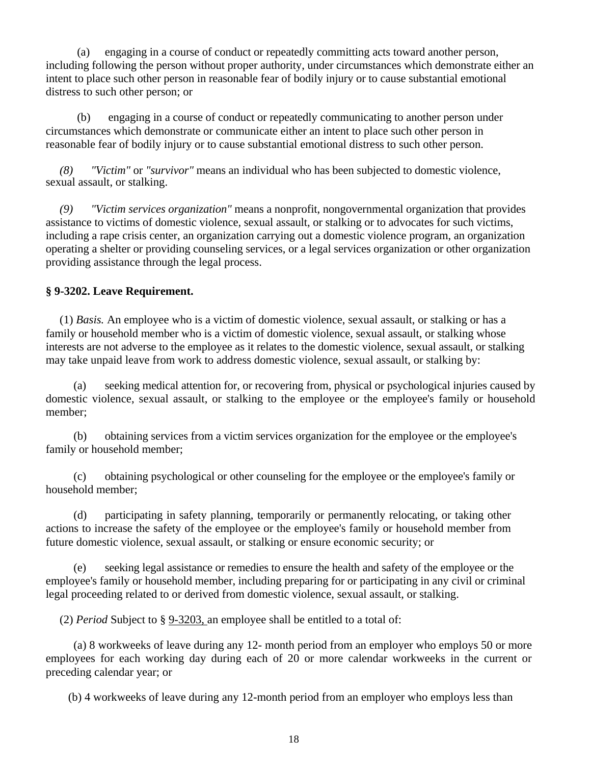(a) engaging in a course of conduct or repeatedly committing acts toward another person, including following the person without proper authority, under circumstances which demonstrate either an intent to place such other person in reasonable fear of bodily injury or to cause substantial emotional distress to such other person; or

(b) engaging in a course of conduct or repeatedly communicating to another person under circumstances which demonstrate or communicate either an intent to place such other person in reasonable fear of bodily injury or to cause substantial emotional distress to such other person.

*(8)* *"Victim"* or *"survivor"* means an individual who has been subjected to domestic violence, sexual assault, or stalking.

*(9)* *"Victim services organization"* means a nonprofit, nongovernmental organization that provides assistance to victims of domestic violence, sexual assault, or stalking or to advocates for such victims, including a rape crisis center, an organization carrying out a domestic violence program, an organization operating a shelter or providing counseling services, or a legal services organization or other organization providing assistance through the legal process.

**§ 9-3202. Leave Requirement.**

(1) *Basis.* An employee who is a victim of domestic violence, sexual assault, or stalking or has a family or household member who is a victim of domestic violence, sexual assault, or stalking whose interests are not adverse to the employee as it relates to the domestic violence, sexual assault, or stalking may take unpaid leave from work to address domestic violence, sexual assault, or stalking by:

(a) seeking medical attention for, or recovering from, physical or psychological injuries caused by domestic violence, sexual assault, or stalking to the employee or the employee's family or household member;

(b) obtaining services from a victim services organization for the employee or the employee's family or household member;

(c) obtaining psychological or other counseling for the employee or the employee's family or household member;

(d) participating in safety planning, temporarily or permanently relocating, or taking other actions to increase the safety of the employee or the employee's family or household member from future domestic violence, sexual assault, or stalking or ensure economic security; or

(e) seeking legal assistance or remedies to ensure the health and safety of the employee or the employee's family or household member, including preparing for or participating in any civil or criminal legal proceeding related to or derived from domestic violence, sexual assault, or stalking.

(2) *Period* Subject to § 9-3203, an employee shall be entitled to a total of:

(a) 8 workweeks of leave during any 12- month period from an employer who employs 50 or more employees for each working day during each of 20 or more calendar workweeks in the current or preceding calendar year; or

(b) 4 workweeks of leave during any 12-month period from an employer who employs less than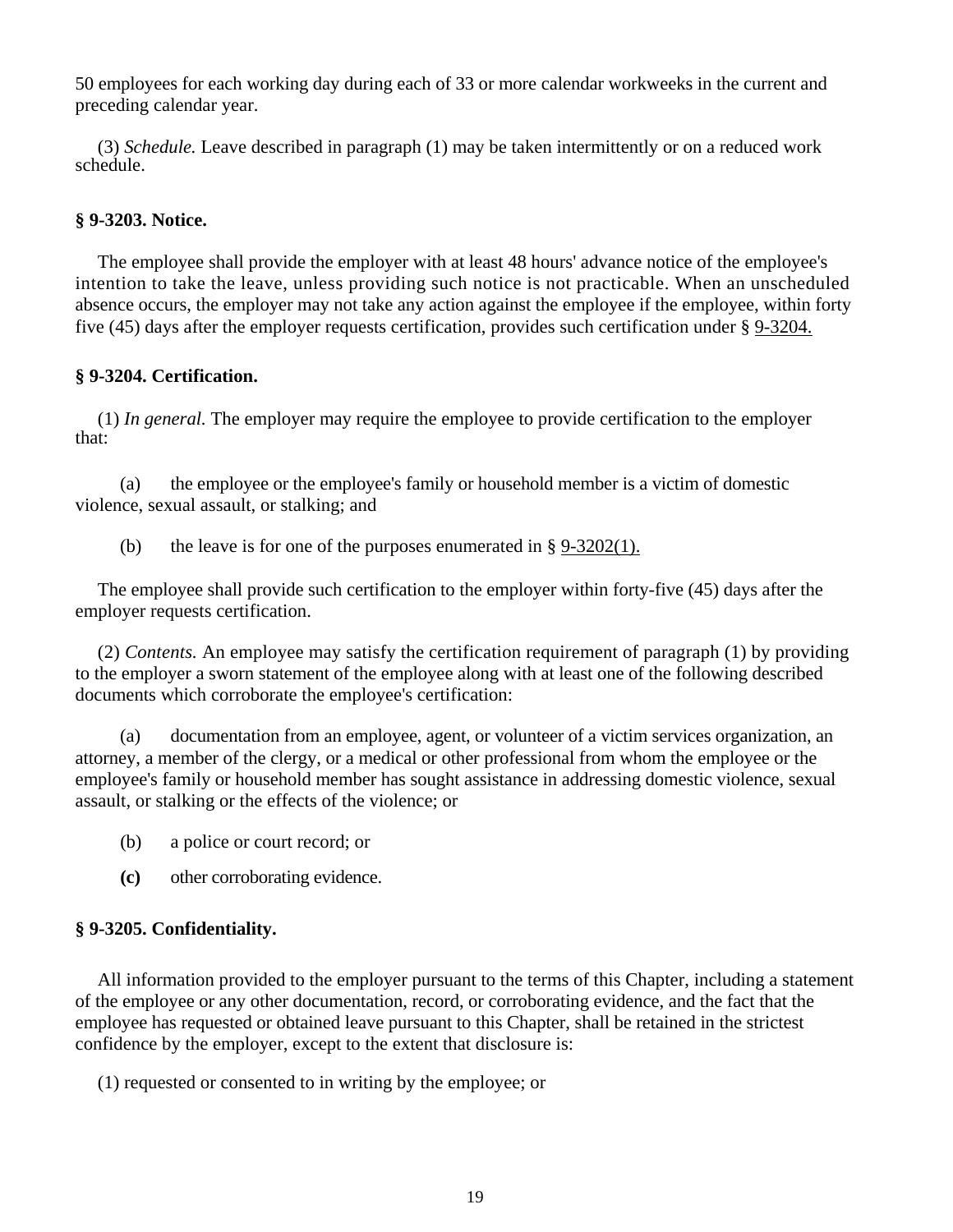50 employees for each working day during each of 33 or more calendar workweeks in the current and preceding calendar year.

(3) *Schedule.* Leave described in paragraph (1) may be taken intermittently or on a reduced work schedule.

**§ 9-3203. Notice.**

The employee shall provide the employer with at least 48 hours' advance notice of the employee's intention to take the leave, unless providing such notice is not practicable. When an unscheduled absence occurs, the employer may not take any action against the employee if the employee, within forty five (45) days after the employer requests certification, provides such certification under § 9-3204.

**§ 9-3204. Certification.**

(1) *In general.* The employer may require the employee to provide certification to the employer that:

(a) the employee or the employee's family or household member is a victim of domestic violence, sexual assault, or stalking; and

(b) the leave is for one of the purposes enumerated in § 9-3202(1).

The employee shall provide such certification to the employer within forty-five (45) days after the employer requests certification.

(2) *Contents.* An employee may satisfy the certification requirement of paragraph (1) by providing to the employer a sworn statement of the employee along with at least one of the following described documents which corroborate the employee's certification:

(a) documentation from an employee, agent, or volunteer of a victim services organization, an attorney, a member of the clergy, or a medical or other professional from whom the employee or the employee's family or household member has sought assistance in addressing domestic violence, sexual assault, or stalking or the effects of the violence; or

(b) a police or court record; or

**(c)** other corroborating evidence.

**§ 9-3205. Confidentiality.**

All information provided to the employer pursuant to the terms of this Chapter, including a statement of the employee or any other documentation, record, or corroborating evidence, and the fact that the employee has requested or obtained leave pursuant to this Chapter, shall be retained in the strictest confidence by the employer, except to the extent that disclosure is:

(1) requested or consented to in writing by the employee; or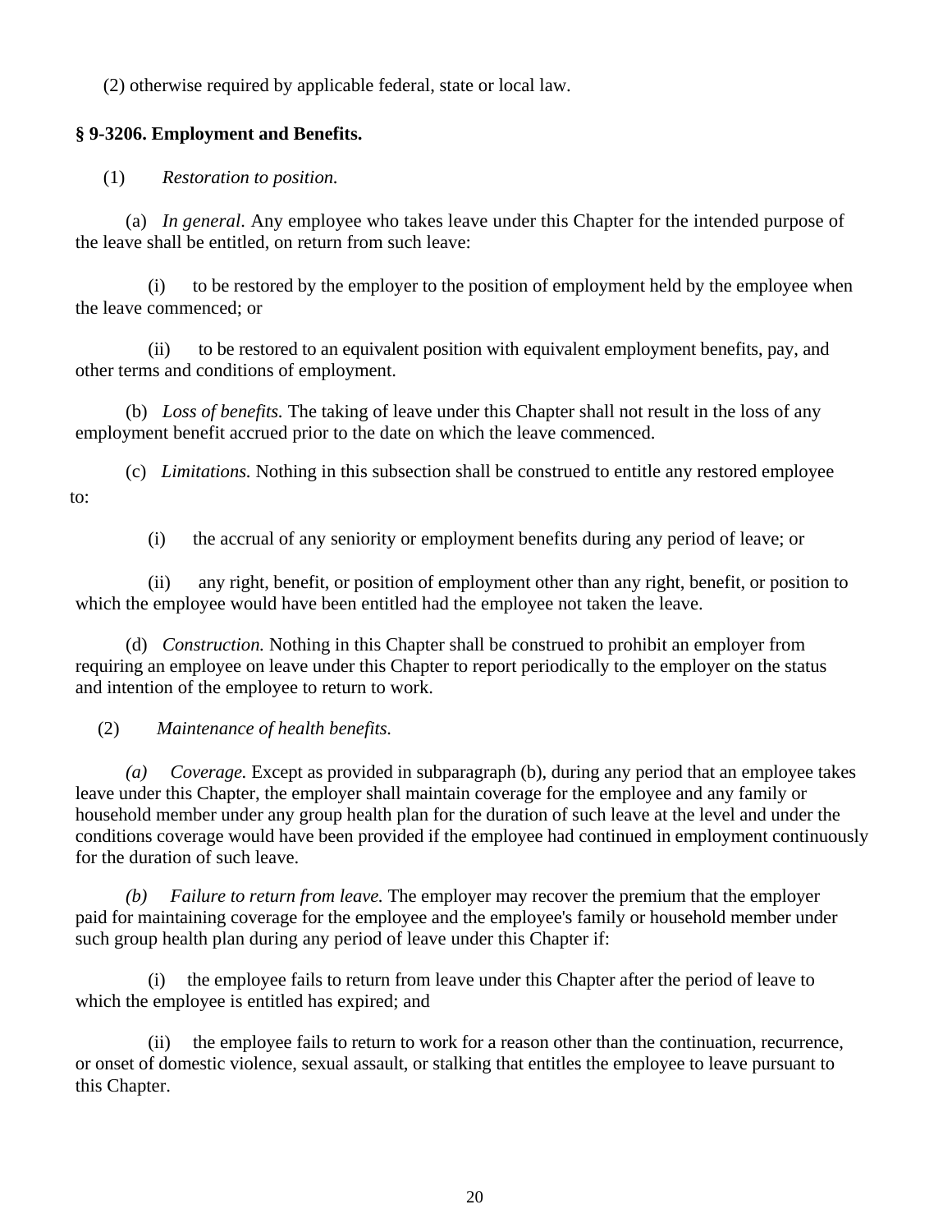(2) otherwise required by applicable federal, state or local law.

**§ 9-3206. Employment and Benefits.**

(1) *Restoration to position.*

(a) *In general.* Any employee who takes leave under this Chapter for the intended purpose of the leave shall be entitled, on return from such leave:

(i) to be restored by the employer to the position of employment held by the employee when the leave commenced; or

(ii) to be restored to an equivalent position with equivalent employment benefits, pay, and other terms and conditions of employment.

(b) *Loss of benefits.* The taking of leave under this Chapter shall not result in the loss of any employment benefit accrued prior to the date on which the leave commenced.

(c) *Limitations.* Nothing in this subsection shall be construed to entitle any restored employee to:

(i) the accrual of any seniority or employment benefits during any period of leave; or

(ii) any right, benefit, or position of employment other than any right, benefit, or position to which the employee would have been entitled had the employee not taken the leave.

(d) *Construction.* Nothing in this Chapter shall be construed to prohibit an employer from requiring an employee on leave under this Chapter to report periodically to the employer on the status and intention of the employee to return to work.

(2) *Maintenance of health benefits.*

*(a) Coverage.* Except as provided in subparagraph (b), during any period that an employee takes leave under this Chapter, the employer shall maintain coverage for the employee and any family or household member under any group health plan for the duration of such leave at the level and under the conditions coverage would have been provided if the employee had continued in employment continuously for the duration of such leave.

*(b) Failure to return from leave.* The employer may recover the premium that the employer paid for maintaining coverage for the employee and the employee's family or household member under such group health plan during any period of leave under this Chapter if:

(i) the employee fails to return from leave under this Chapter after the period of leave to which the employee is entitled has expired; and

(ii) the employee fails to return to work for a reason other than the continuation, recurrence, or onset of domestic violence, sexual assault, or stalking that entitles the employee to leave pursuant to this Chapter.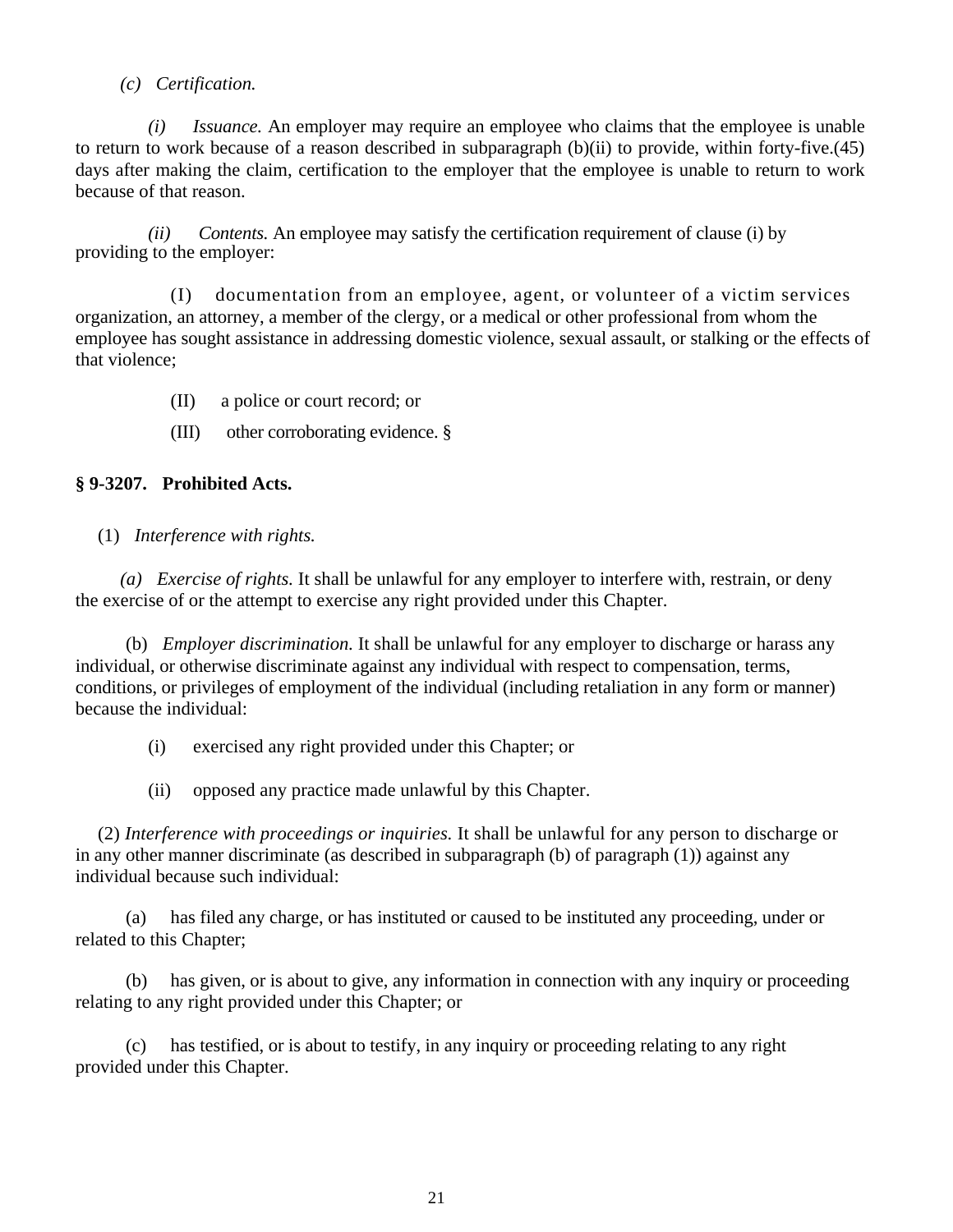*(c) Certification.*

*(i) Issuance.* An employer may require an employee who claims that the employee is unable to return to work because of a reason described in subparagraph (b)(ii) to provide, within forty-five.(45) days after making the claim, certification to the employer that the employee is unable to return to work because of that reason.

*(ii) Contents.* An employee may satisfy the certification requirement of clause (i) by providing to the employer:

(I) documentation from an employee, agent, or volunteer of a victim services organization, an attorney, a member of the clergy, or a medical or other professional from whom the employee has sought assistance in addressing domestic violence, sexual assault, or stalking or the effects of that violence;

(II) a police or court record; or

(III) other corroborating evidence. §

**§ 9-3207. Prohibited Acts.**

(1) *Interference with rights.*

*(a) Exercise of rights.* It shall be unlawful for any employer to interfere with, restrain, or deny the exercise of or the attempt to exercise any right provided under this Chapter.

(b) *Employer discrimination.* It shall be unlawful for any employer to discharge or harass any individual, or otherwise discriminate against any individual with respect to compensation, terms, conditions, or privileges of employment of the individual (including retaliation in any form or manner) because the individual:

(i) exercised any right provided under this Chapter; or

(ii) opposed any practice made unlawful by this Chapter.

(2) *Interference with proceedings or inquiries.* It shall be unlawful for any person to discharge or in any other manner discriminate (as described in subparagraph (b) of paragraph (1)) against any individual because such individual:

(a) has filed any charge, or has instituted or caused to be instituted any proceeding, under or related to this Chapter;

(b) has given, or is about to give, any information in connection with any inquiry or proceeding relating to any right provided under this Chapter; or

(c) has testified, or is about to testify, in any inquiry or proceeding relating to any right provided under this Chapter.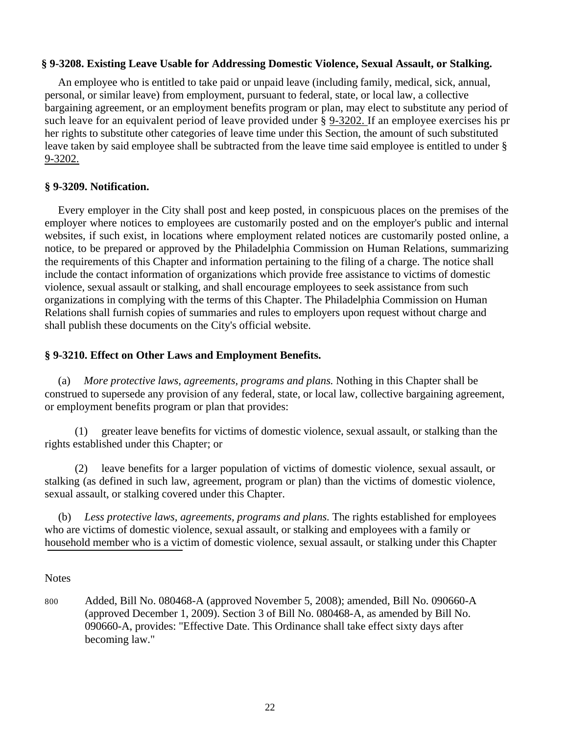**§ 9-3208. Existing Leave Usable for Addressing Domestic Violence, Sexual Assault, or Stalking.**

An employee who is entitled to take paid or unpaid leave (including family, medical, sick, annual, personal, or similar leave) from employment, pursuant to federal, state, or local law, a collective bargaining agreement, or an employment benefits program or plan, may elect to substitute any period of such leave for an equivalent period of leave provided under § 9-3202. If an employee exercises his pr her rights to substitute other categories of leave time under this Section, the amount of such substituted leave taken by said employee shall be subtracted from the leave time said employee is entitled to under § 9-3202.

**§ 9-3209. Notification.**

Every employer in the City shall post and keep posted, in conspicuous places on the premises of the employer where notices to employees are customarily posted and on the employer's public and internal websites, if such exist, in locations where employment related notices are customarily posted online, a notice, to be prepared or approved by the Philadelphia Commission on Human Relations, summarizing the requirements of this Chapter and information pertaining to the filing of a charge. The notice shall include the contact information of organizations which provide free assistance to victims of domestic violence, sexual assault or stalking, and shall encourage employees to seek assistance from such organizations in complying with the terms of this Chapter. The Philadelphia Commission on Human Relations shall furnish copies of summaries and rules to employers upon request without charge and shall publish these documents on the City's official website.

**§ 9-3210. Effect on Other Laws and Employment Benefits.**

(a) *More protective laws, agreements, programs and plans.* Nothing in this Chapter shall be construed to supersede any provision of any federal, state, or local law, collective bargaining agreement, or employment benefits program or plan that provides:

(1) greater leave benefits for victims of domestic violence, sexual assault, or stalking than the rights established under this Chapter; or

(2) leave benefits for a larger population of victims of domestic violence, sexual assault, or stalking (as defined in such law, agreement, program or plan) than the victims of domestic violence, sexual assault, or stalking covered under this Chapter.

(b) *Less protective laws, agreements, programs and plans.* The rights established for employees who are victims of domestic violence, sexual assault, or stalking and employees with a family or household member who is a victim of domestic violence, sexual assault, or stalking under this Chapter

Notes

800 Added, Bill No. 080468-A (approved November 5, 2008); amended, Bill No. 090660-A (approved December 1, 2009). Section 3 of Bill No. 080468-A, as amended by Bill No. 090660-A, provides: "Effective Date. This Ordinance shall take effect sixty days after becoming law."